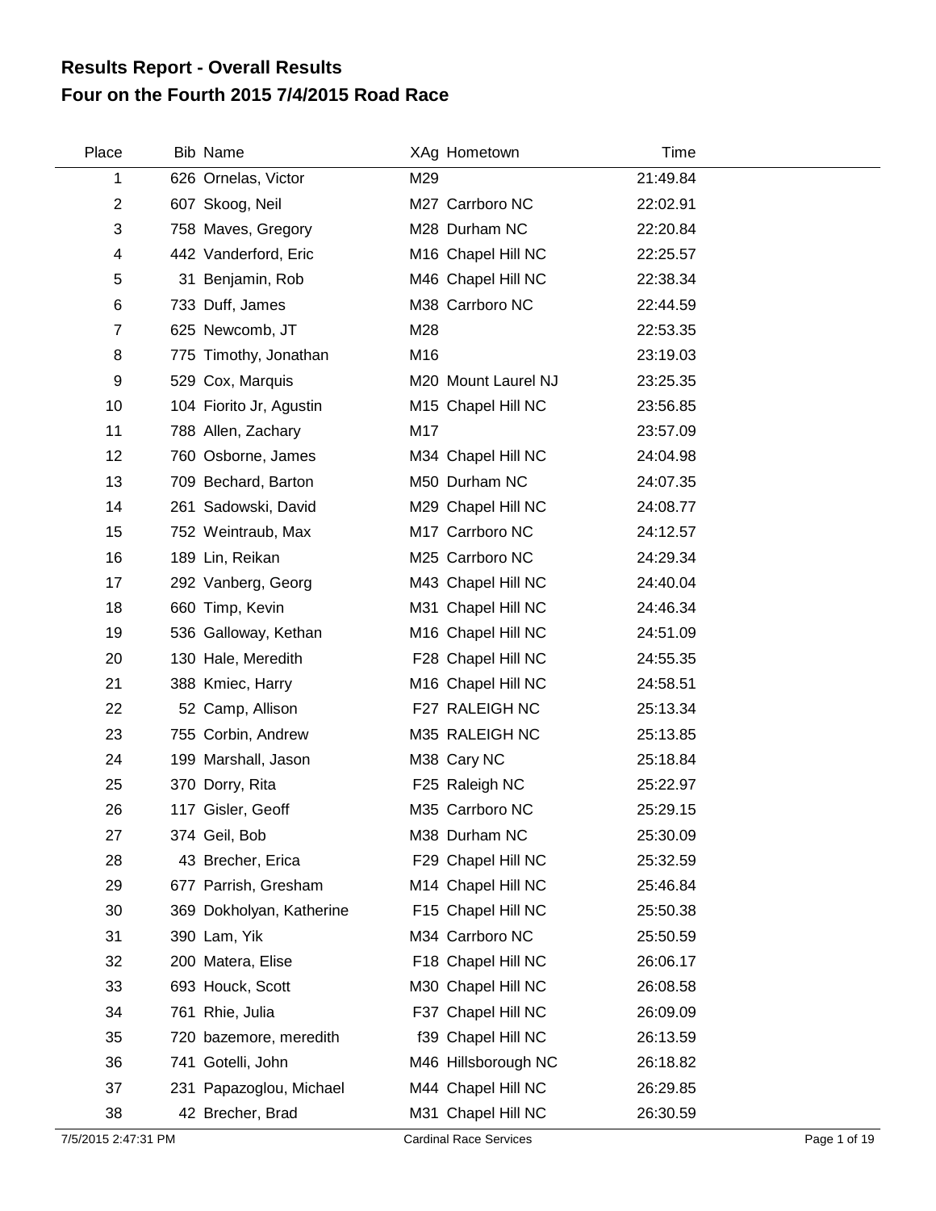# Results Report - Overall Results
# Four on the Fourth 2015 7/4/2015 Road Race

| Place | Bib | Name | XAg | Hometown | Time |
|---|---|---|---|---|---|
| 1 | 626 | Ornelas, Victor | M29 | | 21:49.84 |
| 2 | 607 | Skoog, Neil | M27 | Carrboro NC | 22:02.91 |
| 3 | 758 | Maves, Gregory | M28 | Durham NC | 22:20.84 |
| 4 | 442 | Vanderford, Eric | M16 | Chapel Hill NC | 22:25.57 |
| 5 | 31 | Benjamin, Rob | M46 | Chapel Hill NC | 22:38.34 |
| 6 | 733 | Duff, James | M38 | Carrboro NC | 22:44.59 |
| 7 | 625 | Newcomb, JT | M28 | | 22:53.35 |
| 8 | 775 | Timothy, Jonathan | M16 | | 23:19.03 |
| 9 | 529 | Cox, Marquis | M20 | Mount Laurel NJ | 23:25.35 |
| 10 | 104 | Fiorito Jr, Agustin | M15 | Chapel Hill NC | 23:56.85 |
| 11 | 788 | Allen, Zachary | M17 | | 23:57.09 |
| 12 | 760 | Osborne, James | M34 | Chapel Hill NC | 24:04.98 |
| 13 | 709 | Bechard, Barton | M50 | Durham NC | 24:07.35 |
| 14 | 261 | Sadowski, David | M29 | Chapel Hill NC | 24:08.77 |
| 15 | 752 | Weintraub, Max | M17 | Carrboro NC | 24:12.57 |
| 16 | 189 | Lin, Reikan | M25 | Carrboro NC | 24:29.34 |
| 17 | 292 | Vanberg, Georg | M43 | Chapel Hill NC | 24:40.04 |
| 18 | 660 | Timp, Kevin | M31 | Chapel Hill NC | 24:46.34 |
| 19 | 536 | Galloway, Kethan | M16 | Chapel Hill NC | 24:51.09 |
| 20 | 130 | Hale, Meredith | F28 | Chapel Hill NC | 24:55.35 |
| 21 | 388 | Kmiec, Harry | M16 | Chapel Hill NC | 24:58.51 |
| 22 | 52 | Camp, Allison | F27 | RALEIGH NC | 25:13.34 |
| 23 | 755 | Corbin, Andrew | M35 | RALEIGH NC | 25:13.85 |
| 24 | 199 | Marshall, Jason | M38 | Cary NC | 25:18.84 |
| 25 | 370 | Dorry, Rita | F25 | Raleigh NC | 25:22.97 |
| 26 | 117 | Gisler, Geoff | M35 | Carrboro NC | 25:29.15 |
| 27 | 374 | Geil, Bob | M38 | Durham NC | 25:30.09 |
| 28 | 43 | Brecher, Erica | F29 | Chapel Hill NC | 25:32.59 |
| 29 | 677 | Parrish, Gresham | M14 | Chapel Hill NC | 25:46.84 |
| 30 | 369 | Dokholyan, Katherine | F15 | Chapel Hill NC | 25:50.38 |
| 31 | 390 | Lam, Yik | M34 | Carrboro NC | 25:50.59 |
| 32 | 200 | Matera, Elise | F18 | Chapel Hill NC | 26:06.17 |
| 33 | 693 | Houck, Scott | M30 | Chapel Hill NC | 26:08.58 |
| 34 | 761 | Rhie, Julia | F37 | Chapel Hill NC | 26:09.09 |
| 35 | 720 | bazemore, meredith | f39 | Chapel Hill NC | 26:13.59 |
| 36 | 741 | Gotelli, John | M46 | Hillsborough NC | 26:18.82 |
| 37 | 231 | Papazoglou, Michael | M44 | Chapel Hill NC | 26:29.85 |
| 38 | 42 | Brecher, Brad | M31 | Chapel Hill NC | 26:30.59 |

7/5/2015 2:47:31 PM Cardinal Race Services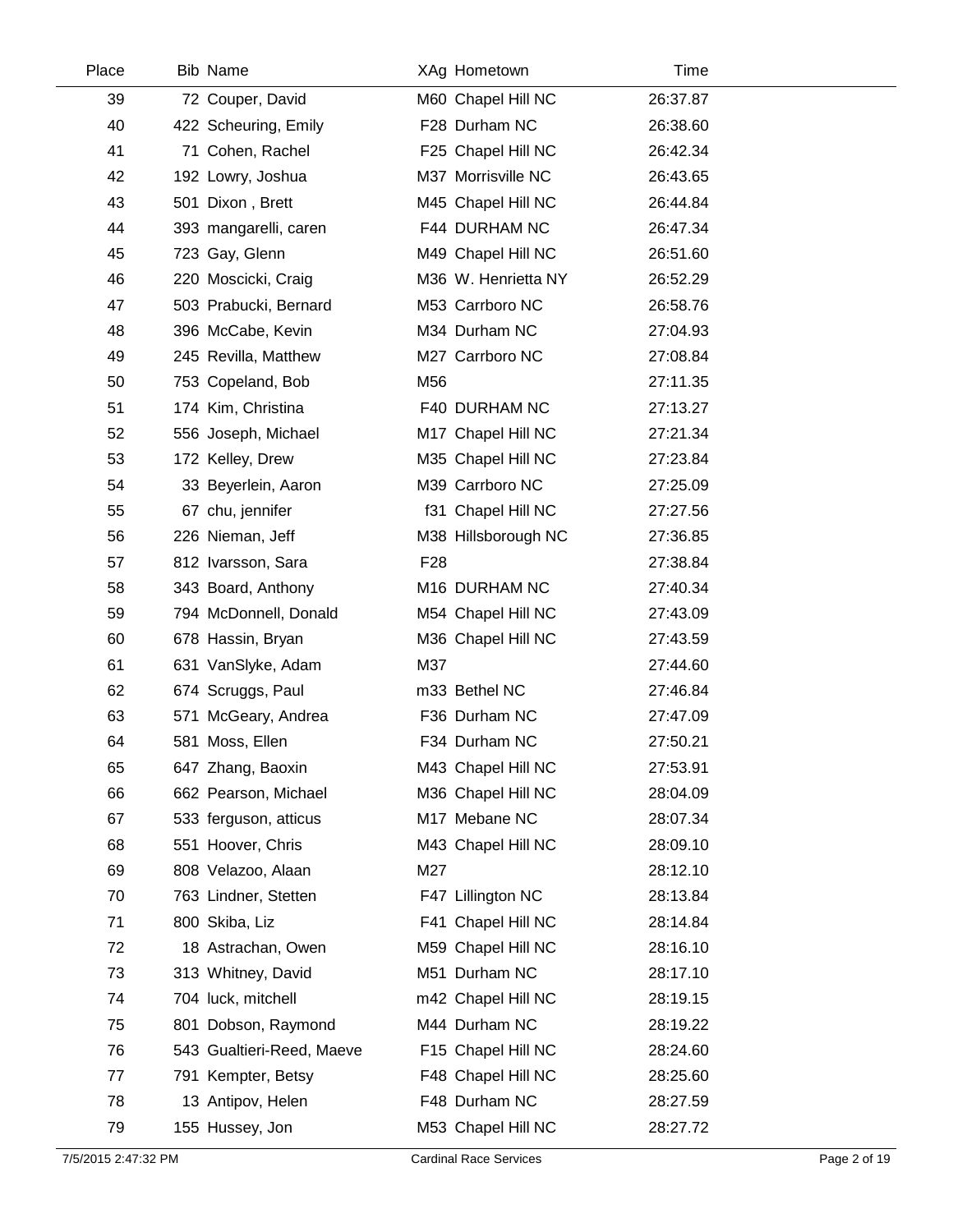| Place | Bib | Name | XAg | Hometown | Time |
|---|---|---|---|---|---|
| 39 | 72 | Couper, David | M60 | Chapel Hill NC | 26:37.87 |
| 40 | 422 | Scheuring, Emily | F28 | Durham NC | 26:38.60 |
| 41 | 71 | Cohen, Rachel | F25 | Chapel Hill NC | 26:42.34 |
| 42 | 192 | Lowry, Joshua | M37 | Morrisville NC | 26:43.65 |
| 43 | 501 | Dixon , Brett | M45 | Chapel Hill NC | 26:44.84 |
| 44 | 393 | mangarelli, caren | F44 | DURHAM NC | 26:47.34 |
| 45 | 723 | Gay, Glenn | M49 | Chapel Hill NC | 26:51.60 |
| 46 | 220 | Moscicki, Craig | M36 | W. Henrietta NY | 26:52.29 |
| 47 | 503 | Prabucki, Bernard | M53 | Carrboro NC | 26:58.76 |
| 48 | 396 | McCabe, Kevin | M34 | Durham NC | 27:04.93 |
| 49 | 245 | Revilla, Matthew | M27 | Carrboro NC | 27:08.84 |
| 50 | 753 | Copeland, Bob | M56 | | 27:11.35 |
| 51 | 174 | Kim, Christina | F40 | DURHAM NC | 27:13.27 |
| 52 | 556 | Joseph, Michael | M17 | Chapel Hill NC | 27:21.34 |
| 53 | 172 | Kelley, Drew | M35 | Chapel Hill NC | 27:23.84 |
| 54 | 33 | Beyerlein, Aaron | M39 | Carrboro NC | 27:25.09 |
| 55 | 67 | chu, jennifer | f31 | Chapel Hill NC | 27:27.56 |
| 56 | 226 | Nieman, Jeff | M38 | Hillsborough NC | 27:36.85 |
| 57 | 812 | Ivarsson, Sara | F28 | | 27:38.84 |
| 58 | 343 | Board, Anthony | M16 | DURHAM NC | 27:40.34 |
| 59 | 794 | McDonnell, Donald | M54 | Chapel Hill NC | 27:43.09 |
| 60 | 678 | Hassin, Bryan | M36 | Chapel Hill NC | 27:43.59 |
| 61 | 631 | VanSlyke, Adam | M37 | | 27:44.60 |
| 62 | 674 | Scruggs, Paul | m33 | Bethel NC | 27:46.84 |
| 63 | 571 | McGeary, Andrea | F36 | Durham NC | 27:47.09 |
| 64 | 581 | Moss, Ellen | F34 | Durham NC | 27:50.21 |
| 65 | 647 | Zhang, Baoxin | M43 | Chapel Hill NC | 27:53.91 |
| 66 | 662 | Pearson, Michael | M36 | Chapel Hill NC | 28:04.09 |
| 67 | 533 | ferguson, atticus | M17 | Mebane NC | 28:07.34 |
| 68 | 551 | Hoover, Chris | M43 | Chapel Hill NC | 28:09.10 |
| 69 | 808 | Velazoo, Alaan | M27 | | 28:12.10 |
| 70 | 763 | Lindner, Stetten | F47 | Lillington NC | 28:13.84 |
| 71 | 800 | Skiba, Liz | F41 | Chapel Hill NC | 28:14.84 |
| 72 | 18 | Astrachan, Owen | M59 | Chapel Hill NC | 28:16.10 |
| 73 | 313 | Whitney, David | M51 | Durham NC | 28:17.10 |
| 74 | 704 | luck, mitchell | m42 | Chapel Hill NC | 28:19.15 |
| 75 | 801 | Dobson, Raymond | M44 | Durham NC | 28:19.22 |
| 76 | 543 | Gualtieri-Reed, Maeve | F15 | Chapel Hill NC | 28:24.60 |
| 77 | 791 | Kempter, Betsy | F48 | Chapel Hill NC | 28:25.60 |
| 78 | 13 | Antipov, Helen | F48 | Durham NC | 28:27.59 |
| 79 | 155 | Hussey, Jon | M53 | Chapel Hill NC | 28:27.72 |

7/5/2015 2:47:32 PM Cardinal Race Services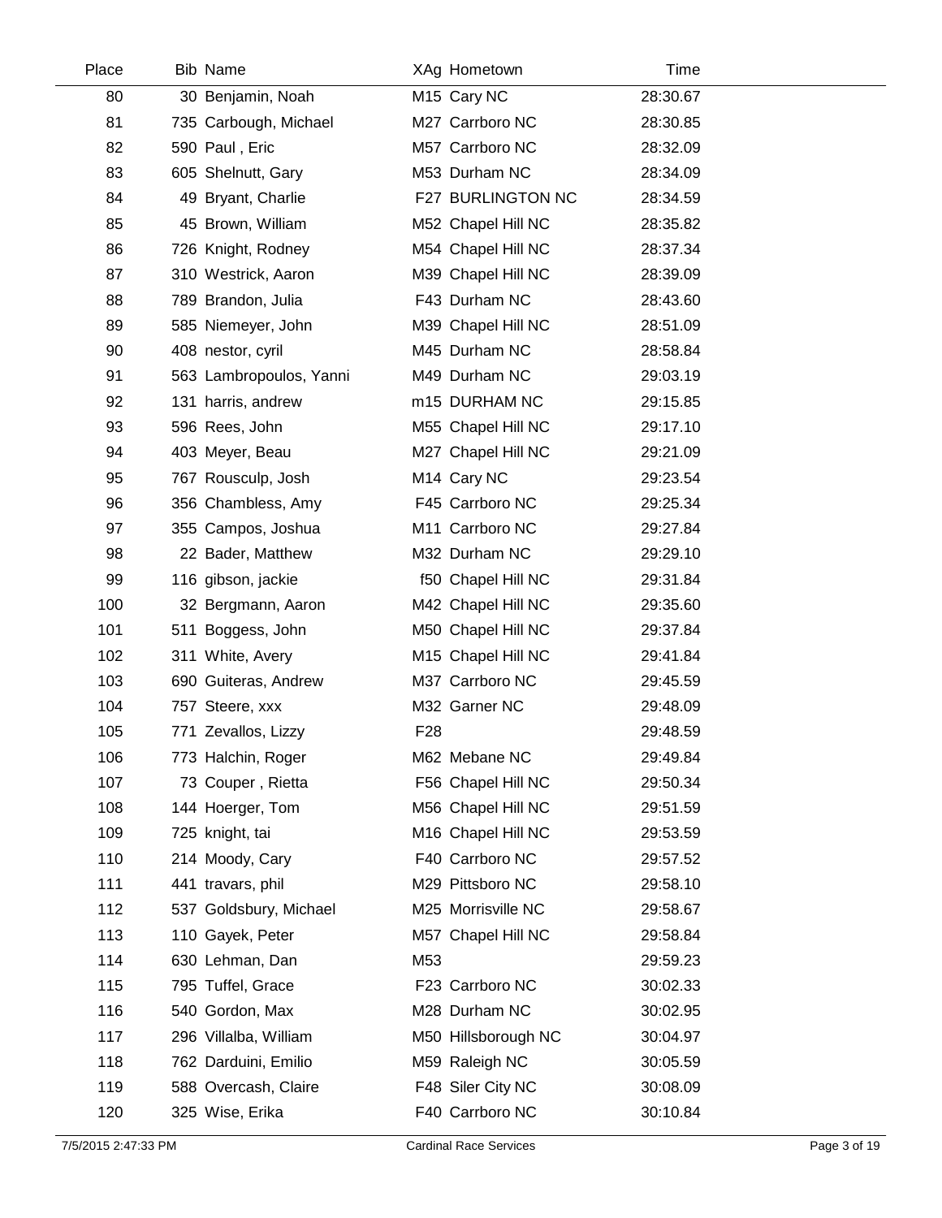| Place | Bib | Name | XAg | Hometown | Time |
|---|---|---|---|---|---|
| 80 | 30 | Benjamin, Noah | M15 | Cary NC | 28:30.67 |
| 81 | 735 | Carbough, Michael | M27 | Carrboro NC | 28:30.85 |
| 82 | 590 | Paul , Eric | M57 | Carrboro NC | 28:32.09 |
| 83 | 605 | Shelnutt, Gary | M53 | Durham NC | 28:34.09 |
| 84 | 49 | Bryant, Charlie | F27 | BURLINGTON NC | 28:34.59 |
| 85 | 45 | Brown, William | M52 | Chapel Hill NC | 28:35.82 |
| 86 | 726 | Knight, Rodney | M54 | Chapel Hill NC | 28:37.34 |
| 87 | 310 | Westrick, Aaron | M39 | Chapel Hill NC | 28:39.09 |
| 88 | 789 | Brandon, Julia | F43 | Durham NC | 28:43.60 |
| 89 | 585 | Niemeyer, John | M39 | Chapel Hill NC | 28:51.09 |
| 90 | 408 | nestor, cyril | M45 | Durham NC | 28:58.84 |
| 91 | 563 | Lambropoulos, Yanni | M49 | Durham NC | 29:03.19 |
| 92 | 131 | harris, andrew | m15 | DURHAM NC | 29:15.85 |
| 93 | 596 | Rees, John | M55 | Chapel Hill NC | 29:17.10 |
| 94 | 403 | Meyer, Beau | M27 | Chapel Hill NC | 29:21.09 |
| 95 | 767 | Rousculp, Josh | M14 | Cary NC | 29:23.54 |
| 96 | 356 | Chambless, Amy | F45 | Carrboro NC | 29:25.34 |
| 97 | 355 | Campos, Joshua | M11 | Carrboro NC | 29:27.84 |
| 98 | 22 | Bader, Matthew | M32 | Durham NC | 29:29.10 |
| 99 | 116 | gibson, jackie | f50 | Chapel Hill NC | 29:31.84 |
| 100 | 32 | Bergmann, Aaron | M42 | Chapel Hill NC | 29:35.60 |
| 101 | 511 | Boggess, John | M50 | Chapel Hill NC | 29:37.84 |
| 102 | 311 | White, Avery | M15 | Chapel Hill NC | 29:41.84 |
| 103 | 690 | Guiteras, Andrew | M37 | Carrboro NC | 29:45.59 |
| 104 | 757 | Steere, xxx | M32 | Garner NC | 29:48.09 |
| 105 | 771 | Zevallos, Lizzy | F28 | | 29:48.59 |
| 106 | 773 | Halchin, Roger | M62 | Mebane NC | 29:49.84 |
| 107 | 73 | Couper , Rietta | F56 | Chapel Hill NC | 29:50.34 |
| 108 | 144 | Hoerger, Tom | M56 | Chapel Hill NC | 29:51.59 |
| 109 | 725 | knight, tai | M16 | Chapel Hill NC | 29:53.59 |
| 110 | 214 | Moody, Cary | F40 | Carrboro NC | 29:57.52 |
| 111 | 441 | travars, phil | M29 | Pittsboro NC | 29:58.10 |
| 112 | 537 | Goldsbury, Michael | M25 | Morrisville NC | 29:58.67 |
| 113 | 110 | Gayek, Peter | M57 | Chapel Hill NC | 29:58.84 |
| 114 | 630 | Lehman, Dan | M53 | | 29:59.23 |
| 115 | 795 | Tuffel, Grace | F23 | Carrboro NC | 30:02.33 |
| 116 | 540 | Gordon, Max | M28 | Durham NC | 30:02.95 |
| 117 | 296 | Villalba, William | M50 | Hillsborough NC | 30:04.97 |
| 118 | 762 | Darduini, Emilio | M59 | Raleigh NC | 30:05.59 |
| 119 | 588 | Overcash, Claire | F48 | Siler City NC | 30:08.09 |
| 120 | 325 | Wise, Erika | F40 | Carrboro NC | 30:10.84 |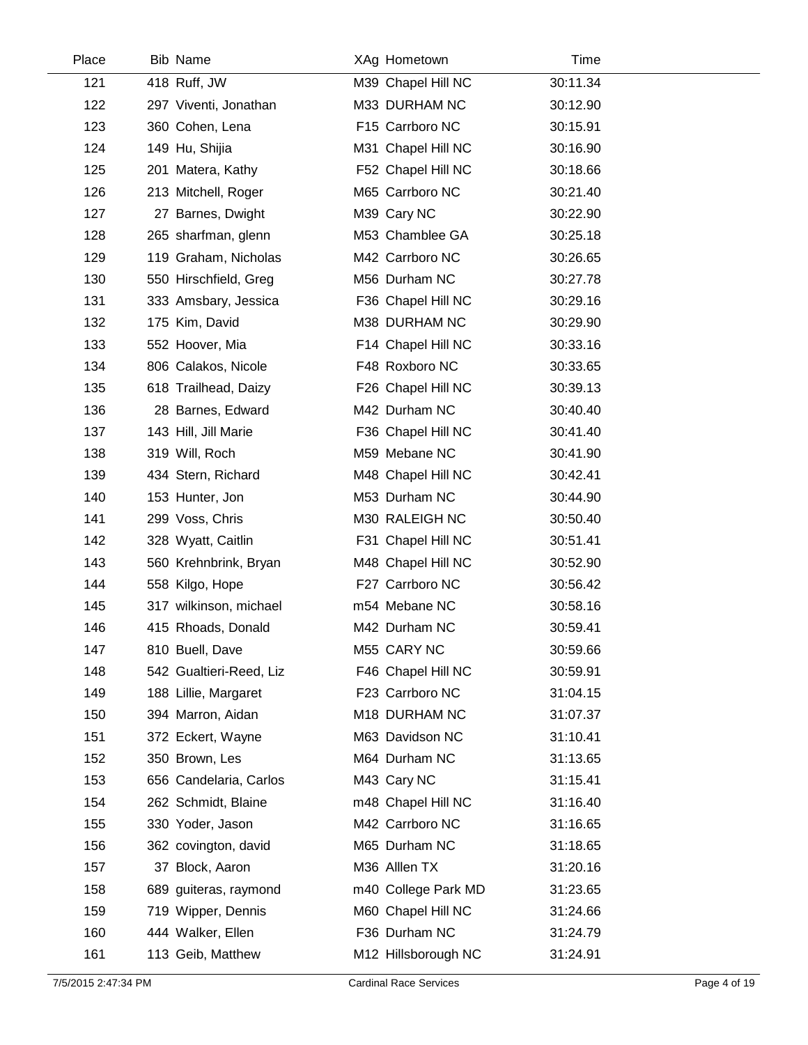| Place | Bib | Name | XAg | Hometown | Time |
|---|---|---|---|---|---|
| 121 | 418 | Ruff, JW | M39 | Chapel Hill NC | 30:11.34 |
| 122 | 297 | Viventi, Jonathan | M33 | DURHAM NC | 30:12.90 |
| 123 | 360 | Cohen, Lena | F15 | Carrboro NC | 30:15.91 |
| 124 | 149 | Hu, Shijia | M31 | Chapel Hill NC | 30:16.90 |
| 125 | 201 | Matera, Kathy | F52 | Chapel Hill NC | 30:18.66 |
| 126 | 213 | Mitchell, Roger | M65 | Carrboro NC | 30:21.40 |
| 127 | 27 | Barnes, Dwight | M39 | Cary NC | 30:22.90 |
| 128 | 265 | sharfman, glenn | M53 | Chamblee GA | 30:25.18 |
| 129 | 119 | Graham, Nicholas | M42 | Carrboro NC | 30:26.65 |
| 130 | 550 | Hirschfield, Greg | M56 | Durham NC | 30:27.78 |
| 131 | 333 | Amsbary, Jessica | F36 | Chapel Hill NC | 30:29.16 |
| 132 | 175 | Kim, David | M38 | DURHAM NC | 30:29.90 |
| 133 | 552 | Hoover, Mia | F14 | Chapel Hill NC | 30:33.16 |
| 134 | 806 | Calakos, Nicole | F48 | Roxboro NC | 30:33.65 |
| 135 | 618 | Trailhead, Daizy | F26 | Chapel Hill NC | 30:39.13 |
| 136 | 28 | Barnes, Edward | M42 | Durham NC | 30:40.40 |
| 137 | 143 | Hill, Jill Marie | F36 | Chapel Hill NC | 30:41.40 |
| 138 | 319 | Will, Roch | M59 | Mebane NC | 30:41.90 |
| 139 | 434 | Stern, Richard | M48 | Chapel Hill NC | 30:42.41 |
| 140 | 153 | Hunter, Jon | M53 | Durham NC | 30:44.90 |
| 141 | 299 | Voss, Chris | M30 | RALEIGH NC | 30:50.40 |
| 142 | 328 | Wyatt, Caitlin | F31 | Chapel Hill NC | 30:51.41 |
| 143 | 560 | Krehnbrink, Bryan | M48 | Chapel Hill NC | 30:52.90 |
| 144 | 558 | Kilgo, Hope | F27 | Carrboro NC | 30:56.42 |
| 145 | 317 | wilkinson, michael | m54 | Mebane NC | 30:58.16 |
| 146 | 415 | Rhoads, Donald | M42 | Durham NC | 30:59.41 |
| 147 | 810 | Buell, Dave | M55 | CARY NC | 30:59.66 |
| 148 | 542 | Gualtieri-Reed, Liz | F46 | Chapel Hill NC | 30:59.91 |
| 149 | 188 | Lillie, Margaret | F23 | Carrboro NC | 31:04.15 |
| 150 | 394 | Marron, Aidan | M18 | DURHAM NC | 31:07.37 |
| 151 | 372 | Eckert, Wayne | M63 | Davidson NC | 31:10.41 |
| 152 | 350 | Brown, Les | M64 | Durham NC | 31:13.65 |
| 153 | 656 | Candelaria, Carlos | M43 | Cary NC | 31:15.41 |
| 154 | 262 | Schmidt, Blaine | m48 | Chapel Hill NC | 31:16.40 |
| 155 | 330 | Yoder, Jason | M42 | Carrboro NC | 31:16.65 |
| 156 | 362 | covington, david | M65 | Durham NC | 31:18.65 |
| 157 | 37 | Block, Aaron | M36 | Alllen TX | 31:20.16 |
| 158 | 689 | guiteras, raymond | m40 | College Park MD | 31:23.65 |
| 159 | 719 | Wipper, Dennis | M60 | Chapel Hill NC | 31:24.66 |
| 160 | 444 | Walker, Ellen | F36 | Durham NC | 31:24.79 |
| 161 | 113 | Geib, Matthew | M12 | Hillsborough NC | 31:24.91 |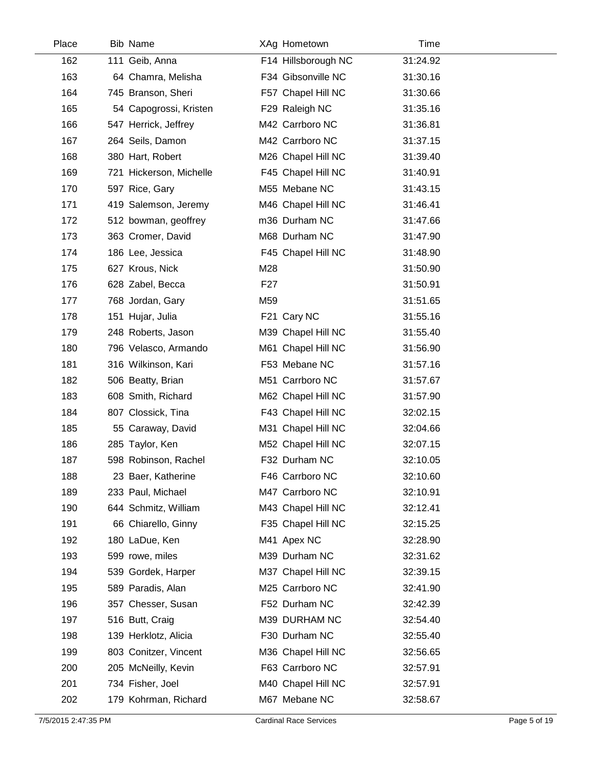| Place | Bib | Name | XAg | Hometown | Time |
|---|---|---|---|---|---|
| 162 | 111 | Geib, Anna | F14 | Hillsborough NC | 31:24.92 |
| 163 | 64 | Chamra, Melisha | F34 | Gibsonville NC | 31:30.16 |
| 164 | 745 | Branson, Sheri | F57 | Chapel Hill NC | 31:30.66 |
| 165 | 54 | Capogrossi, Kristen | F29 | Raleigh NC | 31:35.16 |
| 166 | 547 | Herrick, Jeffrey | M42 | Carrboro NC | 31:36.81 |
| 167 | 264 | Seils, Damon | M42 | Carrboro NC | 31:37.15 |
| 168 | 380 | Hart, Robert | M26 | Chapel Hill NC | 31:39.40 |
| 169 | 721 | Hickerson, Michelle | F45 | Chapel Hill NC | 31:40.91 |
| 170 | 597 | Rice, Gary | M55 | Mebane NC | 31:43.15 |
| 171 | 419 | Salemson, Jeremy | M46 | Chapel Hill NC | 31:46.41 |
| 172 | 512 | bowman, geoffrey | m36 | Durham NC | 31:47.66 |
| 173 | 363 | Cromer, David | M68 | Durham NC | 31:47.90 |
| 174 | 186 | Lee, Jessica | F45 | Chapel Hill NC | 31:48.90 |
| 175 | 627 | Krous, Nick | M28 | | 31:50.90 |
| 176 | 628 | Zabel, Becca | F27 | | 31:50.91 |
| 177 | 768 | Jordan, Gary | M59 | | 31:51.65 |
| 178 | 151 | Hujar, Julia | F21 | Cary NC | 31:55.16 |
| 179 | 248 | Roberts, Jason | M39 | Chapel Hill NC | 31:55.40 |
| 180 | 796 | Velasco, Armando | M61 | Chapel Hill NC | 31:56.90 |
| 181 | 316 | Wilkinson, Kari | F53 | Mebane NC | 31:57.16 |
| 182 | 506 | Beatty, Brian | M51 | Carrboro NC | 31:57.67 |
| 183 | 608 | Smith, Richard | M62 | Chapel Hill NC | 31:57.90 |
| 184 | 807 | Clossick, Tina | F43 | Chapel Hill NC | 32:02.15 |
| 185 | 55 | Caraway, David | M31 | Chapel Hill NC | 32:04.66 |
| 186 | 285 | Taylor, Ken | M52 | Chapel Hill NC | 32:07.15 |
| 187 | 598 | Robinson, Rachel | F32 | Durham NC | 32:10.05 |
| 188 | 23 | Baer, Katherine | F46 | Carrboro NC | 32:10.60 |
| 189 | 233 | Paul, Michael | M47 | Carrboro NC | 32:10.91 |
| 190 | 644 | Schmitz, William | M43 | Chapel Hill NC | 32:12.41 |
| 191 | 66 | Chiarello, Ginny | F35 | Chapel Hill NC | 32:15.25 |
| 192 | 180 | LaDue, Ken | M41 | Apex NC | 32:28.90 |
| 193 | 599 | rowe, miles | M39 | Durham NC | 32:31.62 |
| 194 | 539 | Gordek, Harper | M37 | Chapel Hill NC | 32:39.15 |
| 195 | 589 | Paradis, Alan | M25 | Carrboro NC | 32:41.90 |
| 196 | 357 | Chesser, Susan | F52 | Durham NC | 32:42.39 |
| 197 | 516 | Butt, Craig | M39 | DURHAM NC | 32:54.40 |
| 198 | 139 | Herklotz, Alicia | F30 | Durham NC | 32:55.40 |
| 199 | 803 | Conitzer, Vincent | M36 | Chapel Hill NC | 32:56.65 |
| 200 | 205 | McNeilly, Kevin | F63 | Carrboro NC | 32:57.91 |
| 201 | 734 | Fisher, Joel | M40 | Chapel Hill NC | 32:57.91 |
| 202 | 179 | Kohrman, Richard | M67 | Mebane NC | 32:58.67 |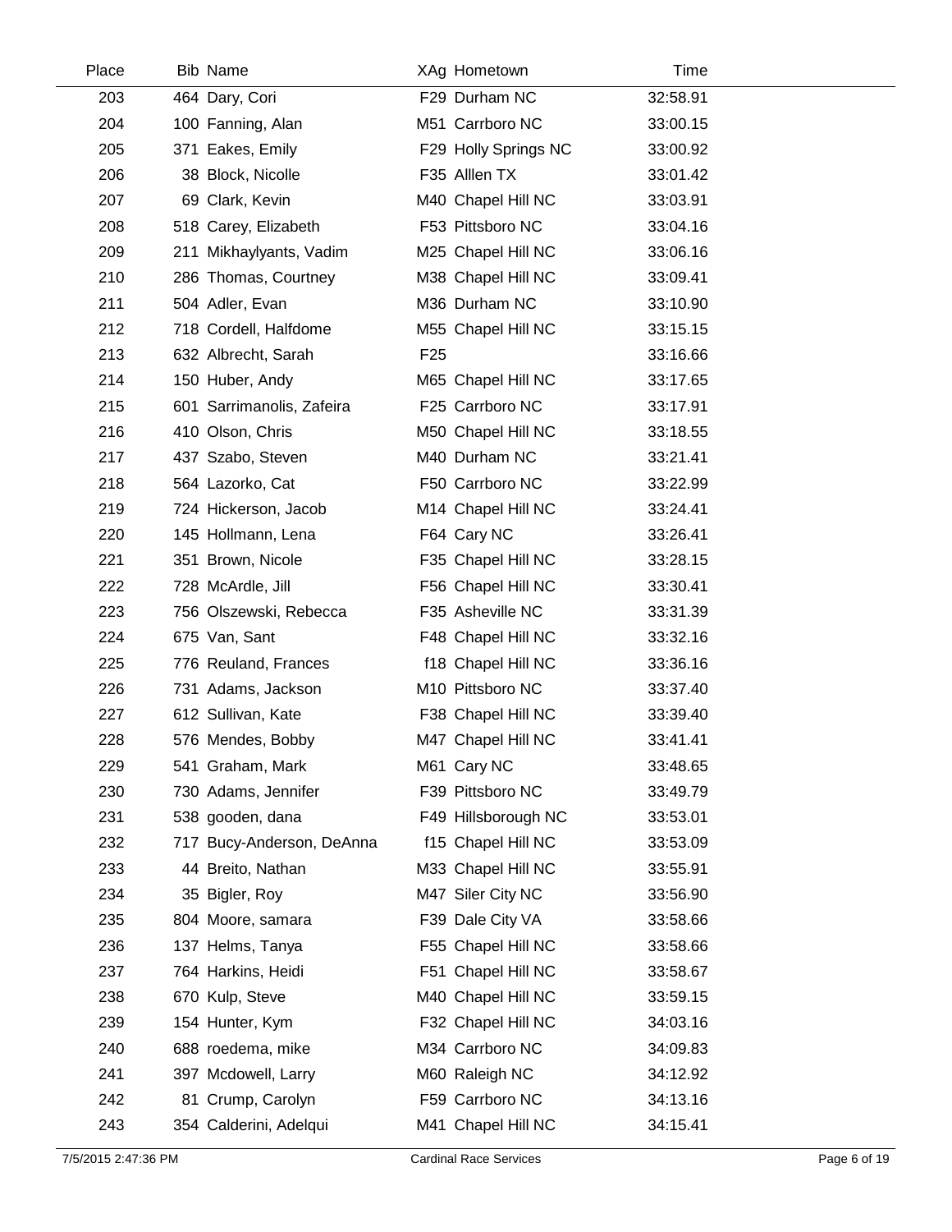| Place | Bib | Name | XAg | Hometown | Time |
|---|---|---|---|---|---|
| 203 | 464 | Dary, Cori | F29 | Durham NC | 32:58.91 |
| 204 | 100 | Fanning, Alan | M51 | Carrboro NC | 33:00.15 |
| 205 | 371 | Eakes, Emily | F29 | Holly Springs NC | 33:00.92 |
| 206 | 38 | Block, Nicolle | F35 | Alllen TX | 33:01.42 |
| 207 | 69 | Clark, Kevin | M40 | Chapel Hill NC | 33:03.91 |
| 208 | 518 | Carey, Elizabeth | F53 | Pittsboro NC | 33:04.16 |
| 209 | 211 | Mikhaylyants, Vadim | M25 | Chapel Hill NC | 33:06.16 |
| 210 | 286 | Thomas, Courtney | M38 | Chapel Hill NC | 33:09.41 |
| 211 | 504 | Adler, Evan | M36 | Durham NC | 33:10.90 |
| 212 | 718 | Cordell, Halfdome | M55 | Chapel Hill NC | 33:15.15 |
| 213 | 632 | Albrecht, Sarah | F25 | | 33:16.66 |
| 214 | 150 | Huber, Andy | M65 | Chapel Hill NC | 33:17.65 |
| 215 | 601 | Sarrimanolis, Zafeira | F25 | Carrboro NC | 33:17.91 |
| 216 | 410 | Olson, Chris | M50 | Chapel Hill NC | 33:18.55 |
| 217 | 437 | Szabo, Steven | M40 | Durham NC | 33:21.41 |
| 218 | 564 | Lazorko, Cat | F50 | Carrboro NC | 33:22.99 |
| 219 | 724 | Hickerson, Jacob | M14 | Chapel Hill NC | 33:24.41 |
| 220 | 145 | Hollmann, Lena | F64 | Cary NC | 33:26.41 |
| 221 | 351 | Brown, Nicole | F35 | Chapel Hill NC | 33:28.15 |
| 222 | 728 | McArdle, Jill | F56 | Chapel Hill NC | 33:30.41 |
| 223 | 756 | Olszewski, Rebecca | F35 | Asheville NC | 33:31.39 |
| 224 | 675 | Van, Sant | F48 | Chapel Hill NC | 33:32.16 |
| 225 | 776 | Reuland, Frances | f18 | Chapel Hill NC | 33:36.16 |
| 226 | 731 | Adams, Jackson | M10 | Pittsboro NC | 33:37.40 |
| 227 | 612 | Sullivan, Kate | F38 | Chapel Hill NC | 33:39.40 |
| 228 | 576 | Mendes, Bobby | M47 | Chapel Hill NC | 33:41.41 |
| 229 | 541 | Graham, Mark | M61 | Cary NC | 33:48.65 |
| 230 | 730 | Adams, Jennifer | F39 | Pittsboro NC | 33:49.79 |
| 231 | 538 | gooden, dana | F49 | Hillsborough NC | 33:53.01 |
| 232 | 717 | Bucy-Anderson, DeAnna | f15 | Chapel Hill NC | 33:53.09 |
| 233 | 44 | Breito, Nathan | M33 | Chapel Hill NC | 33:55.91 |
| 234 | 35 | Bigler, Roy | M47 | Siler City NC | 33:56.90 |
| 235 | 804 | Moore, samara | F39 | Dale City VA | 33:58.66 |
| 236 | 137 | Helms, Tanya | F55 | Chapel Hill NC | 33:58.66 |
| 237 | 764 | Harkins, Heidi | F51 | Chapel Hill NC | 33:58.67 |
| 238 | 670 | Kulp, Steve | M40 | Chapel Hill NC | 33:59.15 |
| 239 | 154 | Hunter, Kym | F32 | Chapel Hill NC | 34:03.16 |
| 240 | 688 | roedema, mike | M34 | Carrboro NC | 34:09.83 |
| 241 | 397 | Mcdowell, Larry | M60 | Raleigh NC | 34:12.92 |
| 242 | 81 | Crump, Carolyn | F59 | Carrboro NC | 34:13.16 |
| 243 | 354 | Calderini, Adelqui | M41 | Chapel Hill NC | 34:15.41 |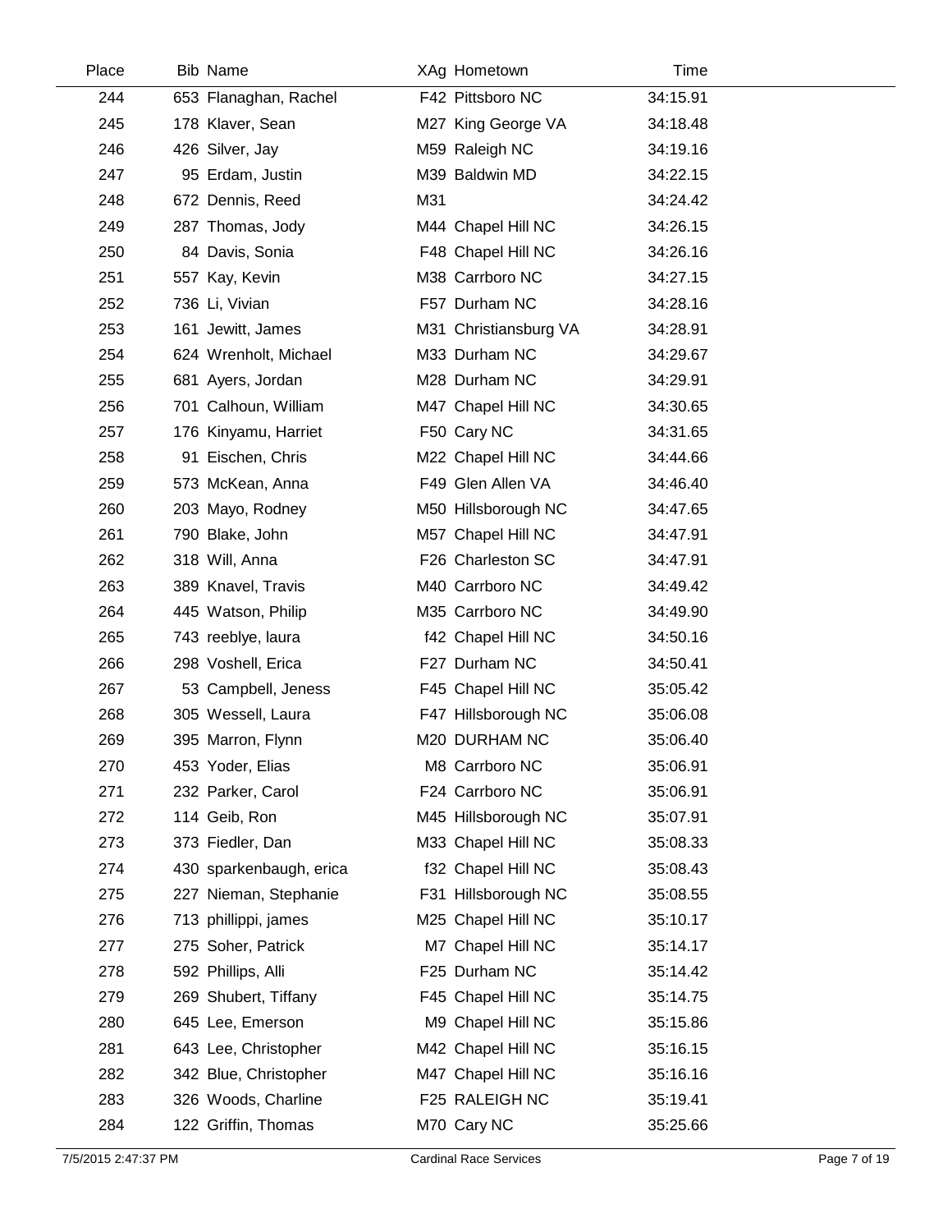| Place | Bib | Name | XAg | Hometown | Time |
|---|---|---|---|---|---|
| 244 | 653 | Flanaghan, Rachel | F42 | Pittsboro NC | 34:15.91 |
| 245 | 178 | Klaver, Sean | M27 | King George VA | 34:18.48 |
| 246 | 426 | Silver, Jay | M59 | Raleigh NC | 34:19.16 |
| 247 | 95 | Erdam, Justin | M39 | Baldwin MD | 34:22.15 |
| 248 | 672 | Dennis, Reed | M31 | | 34:24.42 |
| 249 | 287 | Thomas, Jody | M44 | Chapel Hill NC | 34:26.15 |
| 250 | 84 | Davis, Sonia | F48 | Chapel Hill NC | 34:26.16 |
| 251 | 557 | Kay, Kevin | M38 | Carrboro NC | 34:27.15 |
| 252 | 736 | Li, Vivian | F57 | Durham NC | 34:28.16 |
| 253 | 161 | Jewitt, James | M31 | Christiansburg VA | 34:28.91 |
| 254 | 624 | Wrenholt, Michael | M33 | Durham NC | 34:29.67 |
| 255 | 681 | Ayers, Jordan | M28 | Durham NC | 34:29.91 |
| 256 | 701 | Calhoun, William | M47 | Chapel Hill NC | 34:30.65 |
| 257 | 176 | Kinyamu, Harriet | F50 | Cary NC | 34:31.65 |
| 258 | 91 | Eischen, Chris | M22 | Chapel Hill NC | 34:44.66 |
| 259 | 573 | McKean, Anna | F49 | Glen Allen VA | 34:46.40 |
| 260 | 203 | Mayo, Rodney | M50 | Hillsborough NC | 34:47.65 |
| 261 | 790 | Blake, John | M57 | Chapel Hill NC | 34:47.91 |
| 262 | 318 | Will, Anna | F26 | Charleston SC | 34:47.91 |
| 263 | 389 | Knavel, Travis | M40 | Carrboro NC | 34:49.42 |
| 264 | 445 | Watson, Philip | M35 | Carrboro NC | 34:49.90 |
| 265 | 743 | reeblye, laura | f42 | Chapel Hill NC | 34:50.16 |
| 266 | 298 | Voshell, Erica | F27 | Durham NC | 34:50.41 |
| 267 | 53 | Campbell, Jeness | F45 | Chapel Hill NC | 35:05.42 |
| 268 | 305 | Wessell, Laura | F47 | Hillsborough NC | 35:06.08 |
| 269 | 395 | Marron, Flynn | M20 | DURHAM NC | 35:06.40 |
| 270 | 453 | Yoder, Elias | M8 | Carrboro NC | 35:06.91 |
| 271 | 232 | Parker, Carol | F24 | Carrboro NC | 35:06.91 |
| 272 | 114 | Geib, Ron | M45 | Hillsborough NC | 35:07.91 |
| 273 | 373 | Fiedler, Dan | M33 | Chapel Hill NC | 35:08.33 |
| 274 | 430 | sparkenbaugh, erica | f32 | Chapel Hill NC | 35:08.43 |
| 275 | 227 | Nieman, Stephanie | F31 | Hillsborough NC | 35:08.55 |
| 276 | 713 | phillippi, james | M25 | Chapel Hill NC | 35:10.17 |
| 277 | 275 | Soher, Patrick | M7 | Chapel Hill NC | 35:14.17 |
| 278 | 592 | Phillips, Alli | F25 | Durham NC | 35:14.42 |
| 279 | 269 | Shubert, Tiffany | F45 | Chapel Hill NC | 35:14.75 |
| 280 | 645 | Lee, Emerson | M9 | Chapel Hill NC | 35:15.86 |
| 281 | 643 | Lee, Christopher | M42 | Chapel Hill NC | 35:16.15 |
| 282 | 342 | Blue, Christopher | M47 | Chapel Hill NC | 35:16.16 |
| 283 | 326 | Woods, Charline | F25 | RALEIGH NC | 35:19.41 |
| 284 | 122 | Griffin, Thomas | M70 | Cary NC | 35:25.66 |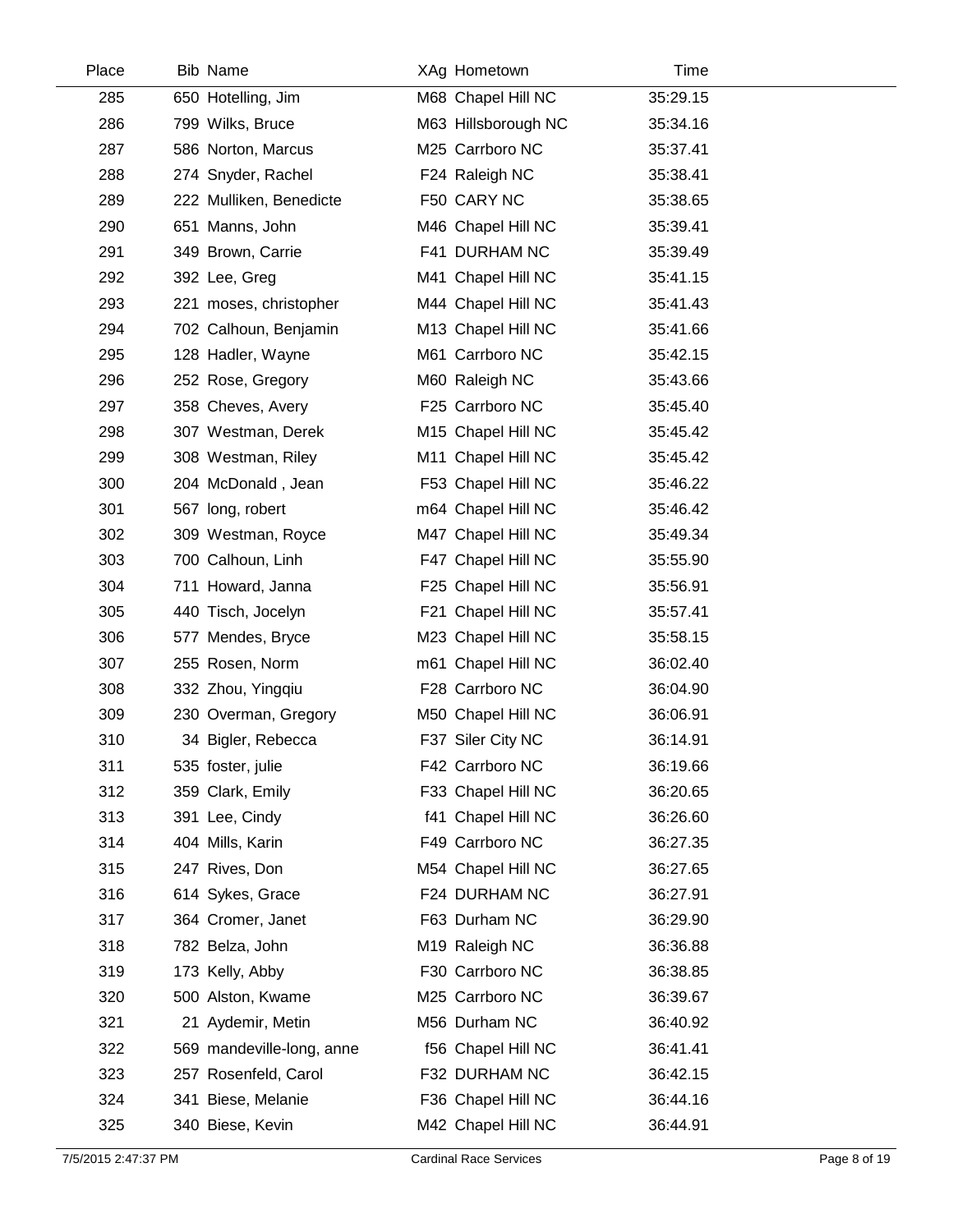| Place | Bib | Name | XAg | Hometown | Time |
|---|---|---|---|---|---|
| 285 | 650 | Hotelling, Jim | M68 | Chapel Hill NC | 35:29.15 |
| 286 | 799 | Wilks, Bruce | M63 | Hillsborough NC | 35:34.16 |
| 287 | 586 | Norton, Marcus | M25 | Carrboro NC | 35:37.41 |
| 288 | 274 | Snyder, Rachel | F24 | Raleigh NC | 35:38.41 |
| 289 | 222 | Mulliken, Benedicte | F50 | CARY NC | 35:38.65 |
| 290 | 651 | Manns, John | M46 | Chapel Hill NC | 35:39.41 |
| 291 | 349 | Brown, Carrie | F41 | DURHAM NC | 35:39.49 |
| 292 | 392 | Lee, Greg | M41 | Chapel Hill NC | 35:41.15 |
| 293 | 221 | moses, christopher | M44 | Chapel Hill NC | 35:41.43 |
| 294 | 702 | Calhoun, Benjamin | M13 | Chapel Hill NC | 35:41.66 |
| 295 | 128 | Hadler, Wayne | M61 | Carrboro NC | 35:42.15 |
| 296 | 252 | Rose, Gregory | M60 | Raleigh NC | 35:43.66 |
| 297 | 358 | Cheves, Avery | F25 | Carrboro NC | 35:45.40 |
| 298 | 307 | Westman, Derek | M15 | Chapel Hill NC | 35:45.42 |
| 299 | 308 | Westman, Riley | M11 | Chapel Hill NC | 35:45.42 |
| 300 | 204 | McDonald , Jean | F53 | Chapel Hill NC | 35:46.22 |
| 301 | 567 | long, robert | m64 | Chapel Hill NC | 35:46.42 |
| 302 | 309 | Westman, Royce | M47 | Chapel Hill NC | 35:49.34 |
| 303 | 700 | Calhoun, Linh | F47 | Chapel Hill NC | 35:55.90 |
| 304 | 711 | Howard, Janna | F25 | Chapel Hill NC | 35:56.91 |
| 305 | 440 | Tisch, Jocelyn | F21 | Chapel Hill NC | 35:57.41 |
| 306 | 577 | Mendes, Bryce | M23 | Chapel Hill NC | 35:58.15 |
| 307 | 255 | Rosen, Norm | m61 | Chapel Hill NC | 36:02.40 |
| 308 | 332 | Zhou, Yingqiu | F28 | Carrboro NC | 36:04.90 |
| 309 | 230 | Overman, Gregory | M50 | Chapel Hill NC | 36:06.91 |
| 310 | 34 | Bigler, Rebecca | F37 | Siler City NC | 36:14.91 |
| 311 | 535 | foster, julie | F42 | Carrboro NC | 36:19.66 |
| 312 | 359 | Clark, Emily | F33 | Chapel Hill NC | 36:20.65 |
| 313 | 391 | Lee, Cindy | f41 | Chapel Hill NC | 36:26.60 |
| 314 | 404 | Mills, Karin | F49 | Carrboro NC | 36:27.35 |
| 315 | 247 | Rives, Don | M54 | Chapel Hill NC | 36:27.65 |
| 316 | 614 | Sykes, Grace | F24 | DURHAM NC | 36:27.91 |
| 317 | 364 | Cromer, Janet | F63 | Durham NC | 36:29.90 |
| 318 | 782 | Belza, John | M19 | Raleigh NC | 36:36.88 |
| 319 | 173 | Kelly, Abby | F30 | Carrboro NC | 36:38.85 |
| 320 | 500 | Alston, Kwame | M25 | Carrboro NC | 36:39.67 |
| 321 | 21 | Aydemir, Metin | M56 | Durham NC | 36:40.92 |
| 322 | 569 | mandeville-long, anne | f56 | Chapel Hill NC | 36:41.41 |
| 323 | 257 | Rosenfeld, Carol | F32 | DURHAM NC | 36:42.15 |
| 324 | 341 | Biese, Melanie | F36 | Chapel Hill NC | 36:44.16 |
| 325 | 340 | Biese, Kevin | M42 | Chapel Hill NC | 36:44.91 |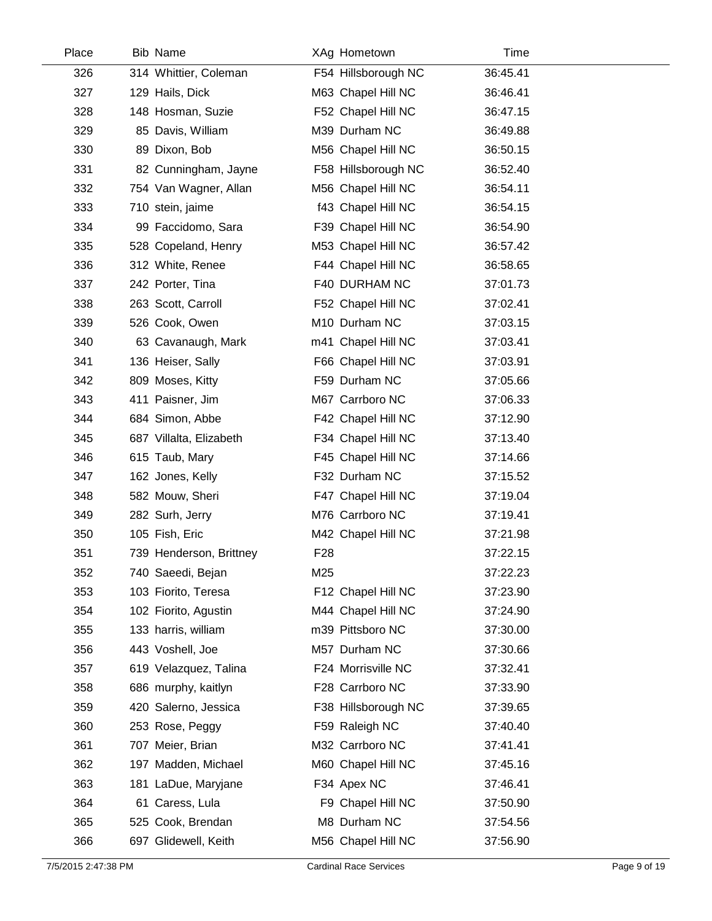| Place | Bib | Name | XAg | Hometown | Time |
|---|---|---|---|---|---|
| 326 | 314 | Whittier, Coleman | F54 | Hillsborough NC | 36:45.41 |
| 327 | 129 | Hails, Dick | M63 | Chapel Hill NC | 36:46.41 |
| 328 | 148 | Hosman, Suzie | F52 | Chapel Hill NC | 36:47.15 |
| 329 | 85 | Davis, William | M39 | Durham NC | 36:49.88 |
| 330 | 89 | Dixon, Bob | M56 | Chapel Hill NC | 36:50.15 |
| 331 | 82 | Cunningham, Jayne | F58 | Hillsborough NC | 36:52.40 |
| 332 | 754 | Van Wagner, Allan | M56 | Chapel Hill NC | 36:54.11 |
| 333 | 710 | stein, jaime | f43 | Chapel Hill NC | 36:54.15 |
| 334 | 99 | Faccidomo, Sara | F39 | Chapel Hill NC | 36:54.90 |
| 335 | 528 | Copeland, Henry | M53 | Chapel Hill NC | 36:57.42 |
| 336 | 312 | White, Renee | F44 | Chapel Hill NC | 36:58.65 |
| 337 | 242 | Porter, Tina | F40 | DURHAM NC | 37:01.73 |
| 338 | 263 | Scott, Carroll | F52 | Chapel Hill NC | 37:02.41 |
| 339 | 526 | Cook, Owen | M10 | Durham NC | 37:03.15 |
| 340 | 63 | Cavanaugh, Mark | m41 | Chapel Hill NC | 37:03.41 |
| 341 | 136 | Heiser, Sally | F66 | Chapel Hill NC | 37:03.91 |
| 342 | 809 | Moses, Kitty | F59 | Durham NC | 37:05.66 |
| 343 | 411 | Paisner, Jim | M67 | Carrboro NC | 37:06.33 |
| 344 | 684 | Simon, Abbe | F42 | Chapel Hill NC | 37:12.90 |
| 345 | 687 | Villalta, Elizabeth | F34 | Chapel Hill NC | 37:13.40 |
| 346 | 615 | Taub, Mary | F45 | Chapel Hill NC | 37:14.66 |
| 347 | 162 | Jones, Kelly | F32 | Durham NC | 37:15.52 |
| 348 | 582 | Mouw, Sheri | F47 | Chapel Hill NC | 37:19.04 |
| 349 | 282 | Surh, Jerry | M76 | Carrboro NC | 37:19.41 |
| 350 | 105 | Fish, Eric | M42 | Chapel Hill NC | 37:21.98 |
| 351 | 739 | Henderson, Brittney | F28 | | 37:22.15 |
| 352 | 740 | Saeedi, Bejan | M25 | | 37:22.23 |
| 353 | 103 | Fiorito, Teresa | F12 | Chapel Hill NC | 37:23.90 |
| 354 | 102 | Fiorito, Agustin | M44 | Chapel Hill NC | 37:24.90 |
| 355 | 133 | harris, william | m39 | Pittsboro NC | 37:30.00 |
| 356 | 443 | Voshell, Joe | M57 | Durham NC | 37:30.66 |
| 357 | 619 | Velazquez, Talina | F24 | Morrisville NC | 37:32.41 |
| 358 | 686 | murphy, kaitlyn | F28 | Carrboro NC | 37:33.90 |
| 359 | 420 | Salerno, Jessica | F38 | Hillsborough NC | 37:39.65 |
| 360 | 253 | Rose, Peggy | F59 | Raleigh NC | 37:40.40 |
| 361 | 707 | Meier, Brian | M32 | Carrboro NC | 37:41.41 |
| 362 | 197 | Madden, Michael | M60 | Chapel Hill NC | 37:45.16 |
| 363 | 181 | LaDue, Maryjane | F34 | Apex NC | 37:46.41 |
| 364 | 61 | Caress, Lula | F9 | Chapel Hill NC | 37:50.90 |
| 365 | 525 | Cook, Brendan | M8 | Durham NC | 37:54.56 |
| 366 | 697 | Glidewell, Keith | M56 | Chapel Hill NC | 37:56.90 |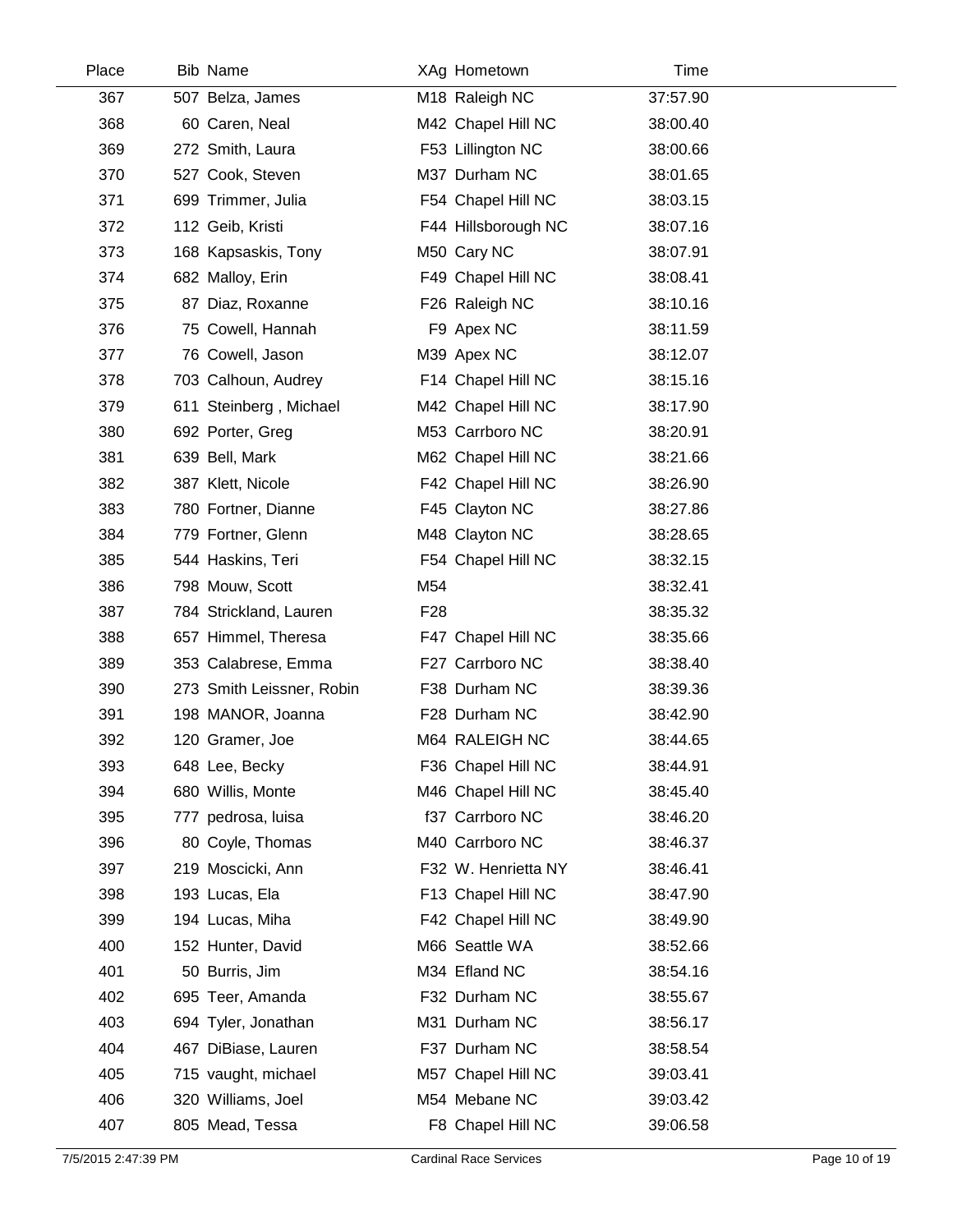| Place | Bib | Name | XAg | Hometown | Time |
|---|---|---|---|---|---|
| 367 | 507 | Belza, James | M18 | Raleigh NC | 37:57.90 |
| 368 | 60 | Caren, Neal | M42 | Chapel Hill NC | 38:00.40 |
| 369 | 272 | Smith, Laura | F53 | Lillington NC | 38:00.66 |
| 370 | 527 | Cook, Steven | M37 | Durham NC | 38:01.65 |
| 371 | 699 | Trimmer, Julia | F54 | Chapel Hill NC | 38:03.15 |
| 372 | 112 | Geib, Kristi | F44 | Hillsborough NC | 38:07.16 |
| 373 | 168 | Kapsaskis, Tony | M50 | Cary NC | 38:07.91 |
| 374 | 682 | Malloy, Erin | F49 | Chapel Hill NC | 38:08.41 |
| 375 | 87 | Diaz, Roxanne | F26 | Raleigh NC | 38:10.16 |
| 376 | 75 | Cowell, Hannah | F9 | Apex NC | 38:11.59 |
| 377 | 76 | Cowell, Jason | M39 | Apex NC | 38:12.07 |
| 378 | 703 | Calhoun, Audrey | F14 | Chapel Hill NC | 38:15.16 |
| 379 | 611 | Steinberg , Michael | M42 | Chapel Hill NC | 38:17.90 |
| 380 | 692 | Porter, Greg | M53 | Carrboro NC | 38:20.91 |
| 381 | 639 | Bell, Mark | M62 | Chapel Hill NC | 38:21.66 |
| 382 | 387 | Klett, Nicole | F42 | Chapel Hill NC | 38:26.90 |
| 383 | 780 | Fortner, Dianne | F45 | Clayton NC | 38:27.86 |
| 384 | 779 | Fortner, Glenn | M48 | Clayton NC | 38:28.65 |
| 385 | 544 | Haskins, Teri | F54 | Chapel Hill NC | 38:32.15 |
| 386 | 798 | Mouw, Scott | M54 | | 38:32.41 |
| 387 | 784 | Strickland, Lauren | F28 | | 38:35.32 |
| 388 | 657 | Himmel, Theresa | F47 | Chapel Hill NC | 38:35.66 |
| 389 | 353 | Calabrese, Emma | F27 | Carrboro NC | 38:38.40 |
| 390 | 273 | Smith Leissner, Robin | F38 | Durham NC | 38:39.36 |
| 391 | 198 | MANOR, Joanna | F28 | Durham NC | 38:42.90 |
| 392 | 120 | Gramer, Joe | M64 | RALEIGH NC | 38:44.65 |
| 393 | 648 | Lee, Becky | F36 | Chapel Hill NC | 38:44.91 |
| 394 | 680 | Willis, Monte | M46 | Chapel Hill NC | 38:45.40 |
| 395 | 777 | pedrosa, luisa | f37 | Carrboro NC | 38:46.20 |
| 396 | 80 | Coyle, Thomas | M40 | Carrboro NC | 38:46.37 |
| 397 | 219 | Moscicki, Ann | F32 | W. Henrietta NY | 38:46.41 |
| 398 | 193 | Lucas, Ela | F13 | Chapel Hill NC | 38:47.90 |
| 399 | 194 | Lucas, Miha | F42 | Chapel Hill NC | 38:49.90 |
| 400 | 152 | Hunter, David | M66 | Seattle WA | 38:52.66 |
| 401 | 50 | Burris, Jim | M34 | Efland NC | 38:54.16 |
| 402 | 695 | Teer, Amanda | F32 | Durham NC | 38:55.67 |
| 403 | 694 | Tyler, Jonathan | M31 | Durham NC | 38:56.17 |
| 404 | 467 | DiBiase, Lauren | F37 | Durham NC | 38:58.54 |
| 405 | 715 | vaught, michael | M57 | Chapel Hill NC | 39:03.41 |
| 406 | 320 | Williams, Joel | M54 | Mebane NC | 39:03.42 |
| 407 | 805 | Mead, Tessa | F8 | Chapel Hill NC | 39:06.58 |

7/5/2015 2:47:39 PM Cardinal Race Services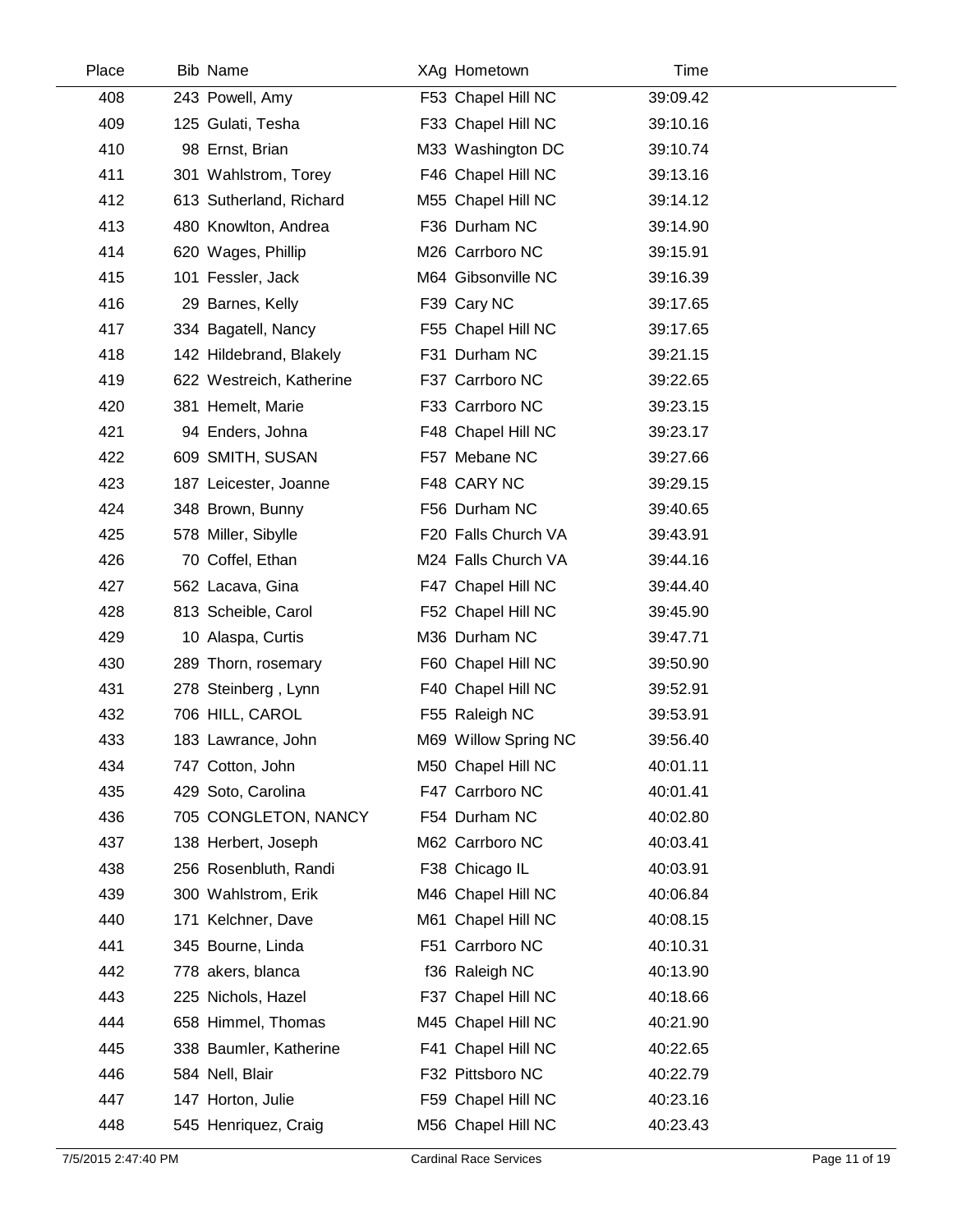| Place | Bib | Name | XAg | Hometown | Time |
|---|---|---|---|---|---|
| 408 | 243 | Powell, Amy | F53 | Chapel Hill NC | 39:09.42 |
| 409 | 125 | Gulati, Tesha | F33 | Chapel Hill NC | 39:10.16 |
| 410 | 98 | Ernst, Brian | M33 | Washington DC | 39:10.74 |
| 411 | 301 | Wahlstrom, Torey | F46 | Chapel Hill NC | 39:13.16 |
| 412 | 613 | Sutherland, Richard | M55 | Chapel Hill NC | 39:14.12 |
| 413 | 480 | Knowlton, Andrea | F36 | Durham NC | 39:14.90 |
| 414 | 620 | Wages, Phillip | M26 | Carrboro NC | 39:15.91 |
| 415 | 101 | Fessler, Jack | M64 | Gibsonville NC | 39:16.39 |
| 416 | 29 | Barnes, Kelly | F39 | Cary NC | 39:17.65 |
| 417 | 334 | Bagatell, Nancy | F55 | Chapel Hill NC | 39:17.65 |
| 418 | 142 | Hildebrand, Blakely | F31 | Durham NC | 39:21.15 |
| 419 | 622 | Westreich, Katherine | F37 | Carrboro NC | 39:22.65 |
| 420 | 381 | Hemelt, Marie | F33 | Carrboro NC | 39:23.15 |
| 421 | 94 | Enders, Johna | F48 | Chapel Hill NC | 39:23.17 |
| 422 | 609 | SMITH, SUSAN | F57 | Mebane NC | 39:27.66 |
| 423 | 187 | Leicester, Joanne | F48 | CARY NC | 39:29.15 |
| 424 | 348 | Brown, Bunny | F56 | Durham NC | 39:40.65 |
| 425 | 578 | Miller, Sibylle | F20 | Falls Church VA | 39:43.91 |
| 426 | 70 | Coffel, Ethan | M24 | Falls Church VA | 39:44.16 |
| 427 | 562 | Lacava, Gina | F47 | Chapel Hill NC | 39:44.40 |
| 428 | 813 | Scheible, Carol | F52 | Chapel Hill NC | 39:45.90 |
| 429 | 10 | Alaspa, Curtis | M36 | Durham NC | 39:47.71 |
| 430 | 289 | Thorn, rosemary | F60 | Chapel Hill NC | 39:50.90 |
| 431 | 278 | Steinberg , Lynn | F40 | Chapel Hill NC | 39:52.91 |
| 432 | 706 | HILL, CAROL | F55 | Raleigh NC | 39:53.91 |
| 433 | 183 | Lawrance, John | M69 | Willow Spring NC | 39:56.40 |
| 434 | 747 | Cotton, John | M50 | Chapel Hill NC | 40:01.11 |
| 435 | 429 | Soto, Carolina | F47 | Carrboro NC | 40:01.41 |
| 436 | 705 | CONGLETON, NANCY | F54 | Durham NC | 40:02.80 |
| 437 | 138 | Herbert, Joseph | M62 | Carrboro NC | 40:03.41 |
| 438 | 256 | Rosenbluth, Randi | F38 | Chicago IL | 40:03.91 |
| 439 | 300 | Wahlstrom, Erik | M46 | Chapel Hill NC | 40:06.84 |
| 440 | 171 | Kelchner, Dave | M61 | Chapel Hill NC | 40:08.15 |
| 441 | 345 | Bourne, Linda | F51 | Carrboro NC | 40:10.31 |
| 442 | 778 | akers, blanca | f36 | Raleigh NC | 40:13.90 |
| 443 | 225 | Nichols, Hazel | F37 | Chapel Hill NC | 40:18.66 |
| 444 | 658 | Himmel, Thomas | M45 | Chapel Hill NC | 40:21.90 |
| 445 | 338 | Baumler, Katherine | F41 | Chapel Hill NC | 40:22.65 |
| 446 | 584 | Nell, Blair | F32 | Pittsboro NC | 40:22.79 |
| 447 | 147 | Horton, Julie | F59 | Chapel Hill NC | 40:23.16 |
| 448 | 545 | Henriquez, Craig | M56 | Chapel Hill NC | 40:23.43 |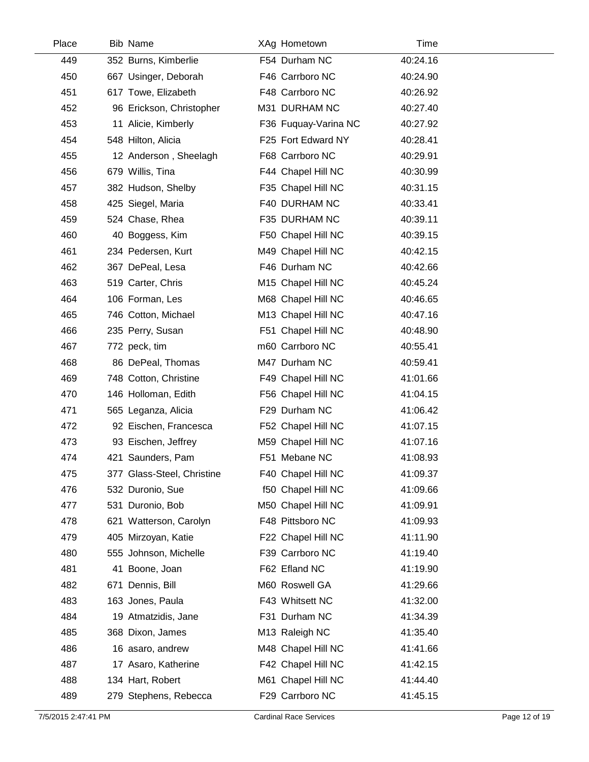| Place | Bib | Name | XAg | Hometown | Time |
|---|---|---|---|---|---|
| 449 | 352 | Burns, Kimberlie | F54 | Durham NC | 40:24.16 |
| 450 | 667 | Usinger, Deborah | F46 | Carrboro NC | 40:24.90 |
| 451 | 617 | Towe, Elizabeth | F48 | Carrboro NC | 40:26.92 |
| 452 | 96 | Erickson, Christopher | M31 | DURHAM NC | 40:27.40 |
| 453 | 11 | Alicie, Kimberly | F36 | Fuquay-Varina NC | 40:27.92 |
| 454 | 548 | Hilton, Alicia | F25 | Fort Edward NY | 40:28.41 |
| 455 | 12 | Anderson , Sheelagh | F68 | Carrboro NC | 40:29.91 |
| 456 | 679 | Willis, Tina | F44 | Chapel Hill NC | 40:30.99 |
| 457 | 382 | Hudson, Shelby | F35 | Chapel Hill NC | 40:31.15 |
| 458 | 425 | Siegel, Maria | F40 | DURHAM NC | 40:33.41 |
| 459 | 524 | Chase, Rhea | F35 | DURHAM NC | 40:39.11 |
| 460 | 40 | Boggess, Kim | F50 | Chapel Hill NC | 40:39.15 |
| 461 | 234 | Pedersen, Kurt | M49 | Chapel Hill NC | 40:42.15 |
| 462 | 367 | DePeal, Lesa | F46 | Durham NC | 40:42.66 |
| 463 | 519 | Carter, Chris | M15 | Chapel Hill NC | 40:45.24 |
| 464 | 106 | Forman, Les | M68 | Chapel Hill NC | 40:46.65 |
| 465 | 746 | Cotton, Michael | M13 | Chapel Hill NC | 40:47.16 |
| 466 | 235 | Perry, Susan | F51 | Chapel Hill NC | 40:48.90 |
| 467 | 772 | peck, tim | m60 | Carrboro NC | 40:55.41 |
| 468 | 86 | DePeal, Thomas | M47 | Durham NC | 40:59.41 |
| 469 | 748 | Cotton, Christine | F49 | Chapel Hill NC | 41:01.66 |
| 470 | 146 | Holloman, Edith | F56 | Chapel Hill NC | 41:04.15 |
| 471 | 565 | Leganza, Alicia | F29 | Durham NC | 41:06.42 |
| 472 | 92 | Eischen, Francesca | F52 | Chapel Hill NC | 41:07.15 |
| 473 | 93 | Eischen, Jeffrey | M59 | Chapel Hill NC | 41:07.16 |
| 474 | 421 | Saunders, Pam | F51 | Mebane NC | 41:08.93 |
| 475 | 377 | Glass-Steel, Christine | F40 | Chapel Hill NC | 41:09.37 |
| 476 | 532 | Duronio, Sue | f50 | Chapel Hill NC | 41:09.66 |
| 477 | 531 | Duronio, Bob | M50 | Chapel Hill NC | 41:09.91 |
| 478 | 621 | Watterson, Carolyn | F48 | Pittsboro NC | 41:09.93 |
| 479 | 405 | Mirzoyan, Katie | F22 | Chapel Hill NC | 41:11.90 |
| 480 | 555 | Johnson, Michelle | F39 | Carrboro NC | 41:19.40 |
| 481 | 41 | Boone, Joan | F62 | Efland NC | 41:19.90 |
| 482 | 671 | Dennis, Bill | M60 | Roswell GA | 41:29.66 |
| 483 | 163 | Jones, Paula | F43 | Whitsett NC | 41:32.00 |
| 484 | 19 | Atmatzidis, Jane | F31 | Durham NC | 41:34.39 |
| 485 | 368 | Dixon, James | M13 | Raleigh NC | 41:35.40 |
| 486 | 16 | asaro, andrew | M48 | Chapel Hill NC | 41:41.66 |
| 487 | 17 | Asaro, Katherine | F42 | Chapel Hill NC | 41:42.15 |
| 488 | 134 | Hart, Robert | M61 | Chapel Hill NC | 41:44.40 |
| 489 | 279 | Stephens, Rebecca | F29 | Carrboro NC | 41:45.15 |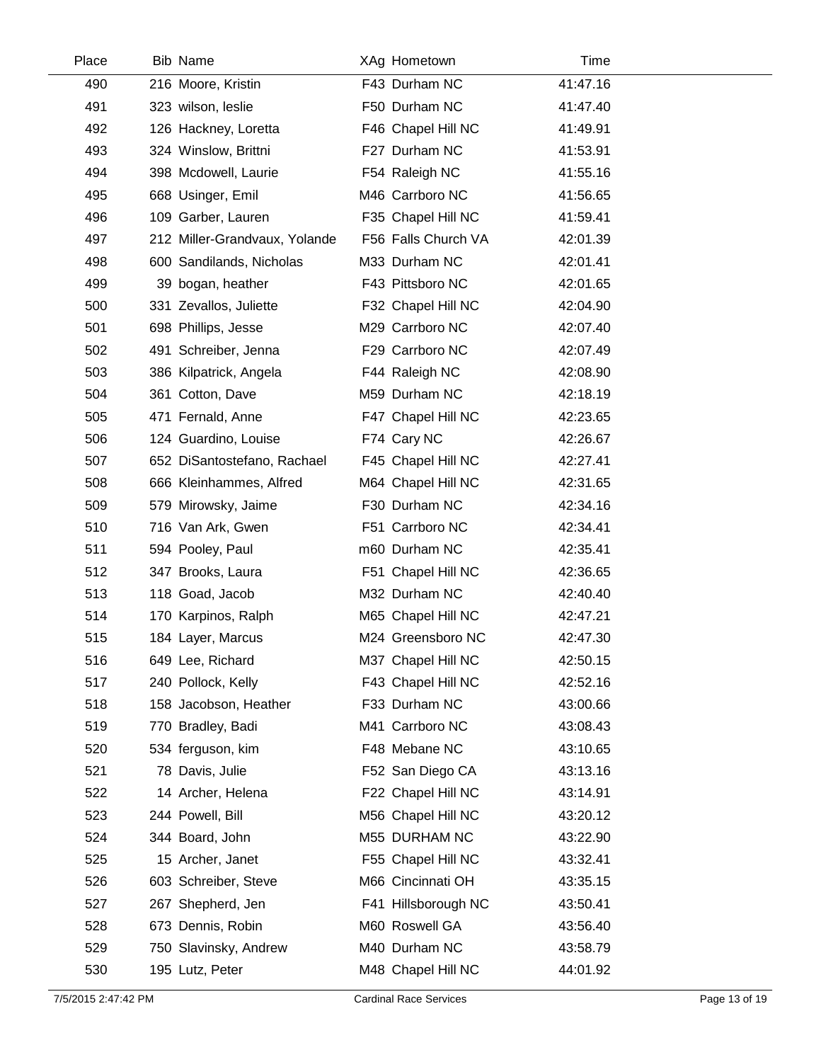| Place | Bib | Name | XAg | Hometown | Time |
|---|---|---|---|---|---|
| 490 | 216 | Moore, Kristin | F43 | Durham NC | 41:47.16 |
| 491 | 323 | wilson, leslie | F50 | Durham NC | 41:47.40 |
| 492 | 126 | Hackney, Loretta | F46 | Chapel Hill NC | 41:49.91 |
| 493 | 324 | Winslow, Brittni | F27 | Durham NC | 41:53.91 |
| 494 | 398 | Mcdowell, Laurie | F54 | Raleigh NC | 41:55.16 |
| 495 | 668 | Usinger, Emil | M46 | Carrboro NC | 41:56.65 |
| 496 | 109 | Garber, Lauren | F35 | Chapel Hill NC | 41:59.41 |
| 497 | 212 | Miller-Grandvaux, Yolande | F56 | Falls Church VA | 42:01.39 |
| 498 | 600 | Sandilands, Nicholas | M33 | Durham NC | 42:01.41 |
| 499 | 39 | bogan, heather | F43 | Pittsboro NC | 42:01.65 |
| 500 | 331 | Zevallos, Juliette | F32 | Chapel Hill NC | 42:04.90 |
| 501 | 698 | Phillips, Jesse | M29 | Carrboro NC | 42:07.40 |
| 502 | 491 | Schreiber, Jenna | F29 | Carrboro NC | 42:07.49 |
| 503 | 386 | Kilpatrick, Angela | F44 | Raleigh NC | 42:08.90 |
| 504 | 361 | Cotton, Dave | M59 | Durham NC | 42:18.19 |
| 505 | 471 | Fernald, Anne | F47 | Chapel Hill NC | 42:23.65 |
| 506 | 124 | Guardino, Louise | F74 | Cary NC | 42:26.67 |
| 507 | 652 | DiSantostefano, Rachael | F45 | Chapel Hill NC | 42:27.41 |
| 508 | 666 | Kleinhammes, Alfred | M64 | Chapel Hill NC | 42:31.65 |
| 509 | 579 | Mirowsky, Jaime | F30 | Durham NC | 42:34.16 |
| 510 | 716 | Van Ark, Gwen | F51 | Carrboro NC | 42:34.41 |
| 511 | 594 | Pooley, Paul | m60 | Durham NC | 42:35.41 |
| 512 | 347 | Brooks, Laura | F51 | Chapel Hill NC | 42:36.65 |
| 513 | 118 | Goad, Jacob | M32 | Durham NC | 42:40.40 |
| 514 | 170 | Karpinos, Ralph | M65 | Chapel Hill NC | 42:47.21 |
| 515 | 184 | Layer, Marcus | M24 | Greensboro NC | 42:47.30 |
| 516 | 649 | Lee, Richard | M37 | Chapel Hill NC | 42:50.15 |
| 517 | 240 | Pollock, Kelly | F43 | Chapel Hill NC | 42:52.16 |
| 518 | 158 | Jacobson, Heather | F33 | Durham NC | 43:00.66 |
| 519 | 770 | Bradley, Badi | M41 | Carrboro NC | 43:08.43 |
| 520 | 534 | ferguson, kim | F48 | Mebane NC | 43:10.65 |
| 521 | 78 | Davis, Julie | F52 | San Diego CA | 43:13.16 |
| 522 | 14 | Archer, Helena | F22 | Chapel Hill NC | 43:14.91 |
| 523 | 244 | Powell, Bill | M56 | Chapel Hill NC | 43:20.12 |
| 524 | 344 | Board, John | M55 | DURHAM NC | 43:22.90 |
| 525 | 15 | Archer, Janet | F55 | Chapel Hill NC | 43:32.41 |
| 526 | 603 | Schreiber, Steve | M66 | Cincinnati OH | 43:35.15 |
| 527 | 267 | Shepherd, Jen | F41 | Hillsborough NC | 43:50.41 |
| 528 | 673 | Dennis, Robin | M60 | Roswell GA | 43:56.40 |
| 529 | 750 | Slavinsky, Andrew | M40 | Durham NC | 43:58.79 |
| 530 | 195 | Lutz, Peter | M48 | Chapel Hill NC | 44:01.92 |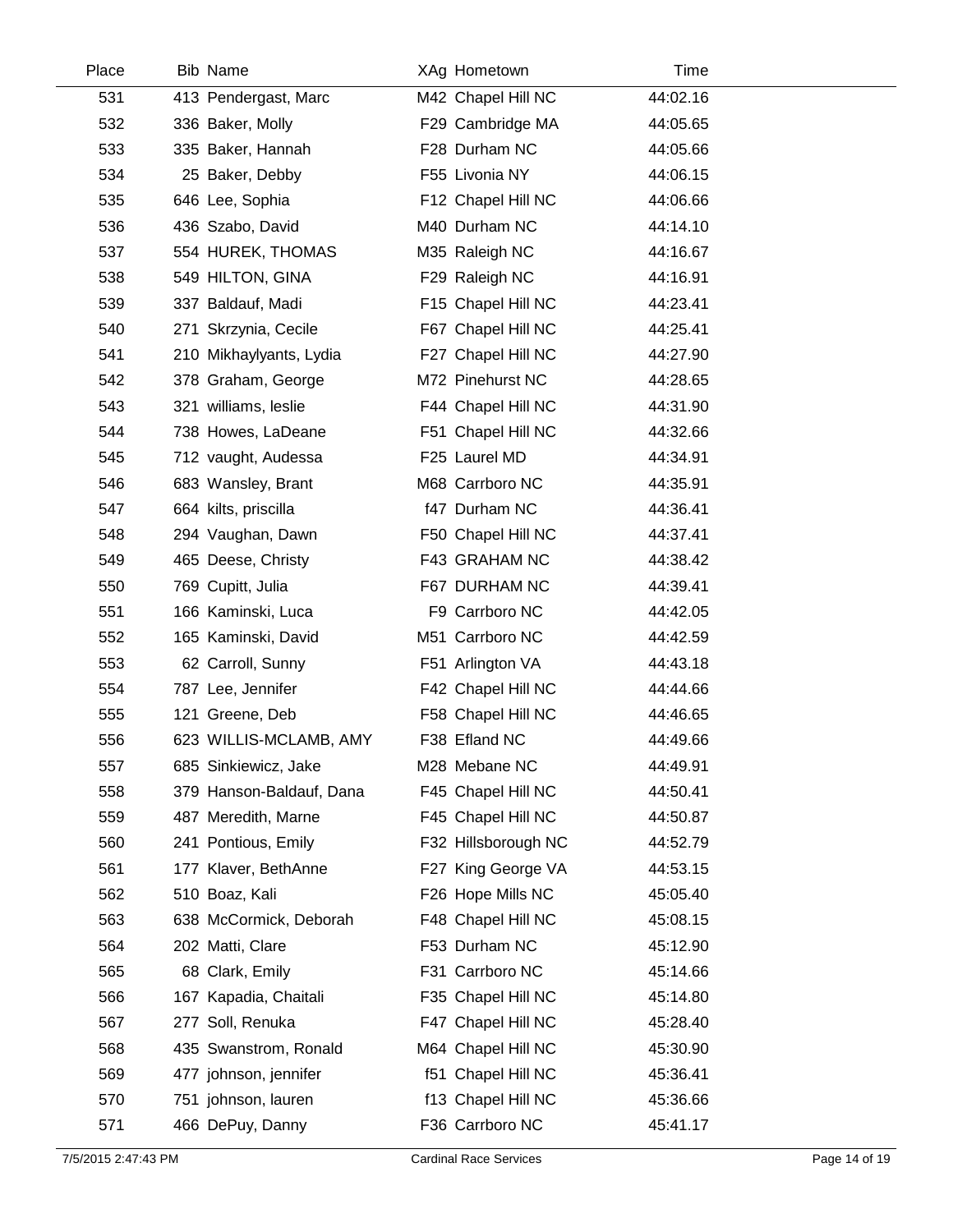| Place | Bib | Name | XAg | Hometown | Time |
|---|---|---|---|---|---|
| 531 | 413 | Pendergast, Marc | M42 | Chapel Hill NC | 44:02.16 |
| 532 | 336 | Baker, Molly | F29 | Cambridge MA | 44:05.65 |
| 533 | 335 | Baker, Hannah | F28 | Durham NC | 44:05.66 |
| 534 | 25 | Baker, Debby | F55 | Livonia NY | 44:06.15 |
| 535 | 646 | Lee, Sophia | F12 | Chapel Hill NC | 44:06.66 |
| 536 | 436 | Szabo, David | M40 | Durham NC | 44:14.10 |
| 537 | 554 | HUREK, THOMAS | M35 | Raleigh NC | 44:16.67 |
| 538 | 549 | HILTON, GINA | F29 | Raleigh NC | 44:16.91 |
| 539 | 337 | Baldauf, Madi | F15 | Chapel Hill NC | 44:23.41 |
| 540 | 271 | Skrzynia, Cecile | F67 | Chapel Hill NC | 44:25.41 |
| 541 | 210 | Mikhaylyants, Lydia | F27 | Chapel Hill NC | 44:27.90 |
| 542 | 378 | Graham, George | M72 | Pinehurst NC | 44:28.65 |
| 543 | 321 | williams, leslie | F44 | Chapel Hill NC | 44:31.90 |
| 544 | 738 | Howes, LaDeane | F51 | Chapel Hill NC | 44:32.66 |
| 545 | 712 | vaught, Audessa | F25 | Laurel MD | 44:34.91 |
| 546 | 683 | Wansley, Brant | M68 | Carrboro NC | 44:35.91 |
| 547 | 664 | kilts, priscilla | f47 | Durham NC | 44:36.41 |
| 548 | 294 | Vaughan, Dawn | F50 | Chapel Hill NC | 44:37.41 |
| 549 | 465 | Deese, Christy | F43 | GRAHAM NC | 44:38.42 |
| 550 | 769 | Cupitt, Julia | F67 | DURHAM NC | 44:39.41 |
| 551 | 166 | Kaminski, Luca | F9 | Carrboro NC | 44:42.05 |
| 552 | 165 | Kaminski, David | M51 | Carrboro NC | 44:42.59 |
| 553 | 62 | Carroll, Sunny | F51 | Arlington VA | 44:43.18 |
| 554 | 787 | Lee, Jennifer | F42 | Chapel Hill NC | 44:44.66 |
| 555 | 121 | Greene, Deb | F58 | Chapel Hill NC | 44:46.65 |
| 556 | 623 | WILLIS-MCLAMB, AMY | F38 | Efland NC | 44:49.66 |
| 557 | 685 | Sinkiewicz, Jake | M28 | Mebane NC | 44:49.91 |
| 558 | 379 | Hanson-Baldauf, Dana | F45 | Chapel Hill NC | 44:50.41 |
| 559 | 487 | Meredith, Marne | F45 | Chapel Hill NC | 44:50.87 |
| 560 | 241 | Pontious, Emily | F32 | Hillsborough NC | 44:52.79 |
| 561 | 177 | Klaver, BethAnne | F27 | King George VA | 44:53.15 |
| 562 | 510 | Boaz, Kali | F26 | Hope Mills NC | 45:05.40 |
| 563 | 638 | McCormick, Deborah | F48 | Chapel Hill NC | 45:08.15 |
| 564 | 202 | Matti, Clare | F53 | Durham NC | 45:12.90 |
| 565 | 68 | Clark, Emily | F31 | Carrboro NC | 45:14.66 |
| 566 | 167 | Kapadia, Chaitali | F35 | Chapel Hill NC | 45:14.80 |
| 567 | 277 | Soll, Renuka | F47 | Chapel Hill NC | 45:28.40 |
| 568 | 435 | Swanstrom, Ronald | M64 | Chapel Hill NC | 45:30.90 |
| 569 | 477 | johnson, jennifer | f51 | Chapel Hill NC | 45:36.41 |
| 570 | 751 | johnson, lauren | f13 | Chapel Hill NC | 45:36.66 |
| 571 | 466 | DePuy, Danny | F36 | Carrboro NC | 45:41.17 |

7/5/2015 2:47:43 PM  Cardinal Race Services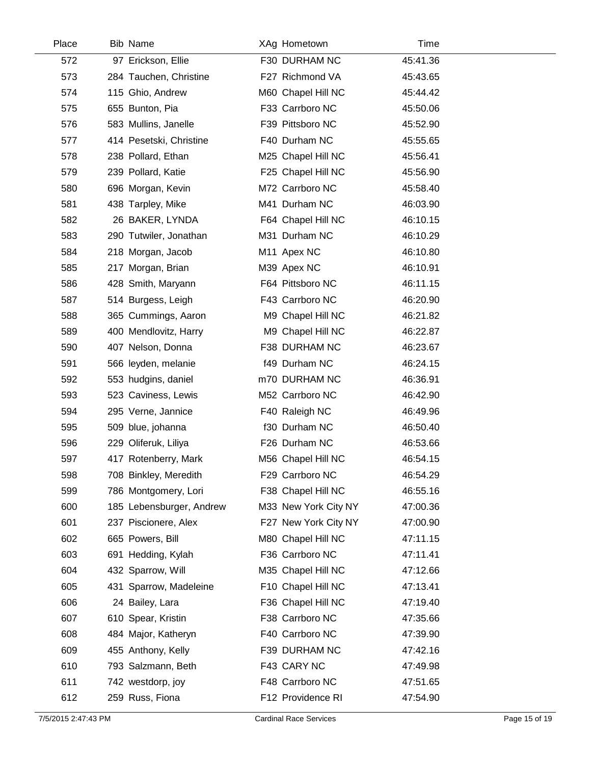| Place | Bib | Name | XAg | Hometown | Time |
|---|---|---|---|---|---|
| 572 | 97 | Erickson, Ellie | F30 | DURHAM NC | 45:41.36 |
| 573 | 284 | Tauchen, Christine | F27 | Richmond VA | 45:43.65 |
| 574 | 115 | Ghio, Andrew | M60 | Chapel Hill NC | 45:44.42 |
| 575 | 655 | Bunton, Pia | F33 | Carrboro NC | 45:50.06 |
| 576 | 583 | Mullins, Janelle | F39 | Pittsboro NC | 45:52.90 |
| 577 | 414 | Pesetski, Christine | F40 | Durham NC | 45:55.65 |
| 578 | 238 | Pollard, Ethan | M25 | Chapel Hill NC | 45:56.41 |
| 579 | 239 | Pollard, Katie | F25 | Chapel Hill NC | 45:56.90 |
| 580 | 696 | Morgan, Kevin | M72 | Carrboro NC | 45:58.40 |
| 581 | 438 | Tarpley, Mike | M41 | Durham NC | 46:03.90 |
| 582 | 26 | BAKER, LYNDA | F64 | Chapel Hill NC | 46:10.15 |
| 583 | 290 | Tutwiler, Jonathan | M31 | Durham NC | 46:10.29 |
| 584 | 218 | Morgan, Jacob | M11 | Apex NC | 46:10.80 |
| 585 | 217 | Morgan, Brian | M39 | Apex NC | 46:10.91 |
| 586 | 428 | Smith, Maryann | F64 | Pittsboro NC | 46:11.15 |
| 587 | 514 | Burgess, Leigh | F43 | Carrboro NC | 46:20.90 |
| 588 | 365 | Cummings, Aaron | M9 | Chapel Hill NC | 46:21.82 |
| 589 | 400 | Mendlovitz, Harry | M9 | Chapel Hill NC | 46:22.87 |
| 590 | 407 | Nelson, Donna | F38 | DURHAM NC | 46:23.67 |
| 591 | 566 | leyden, melanie | f49 | Durham NC | 46:24.15 |
| 592 | 553 | hudgins, daniel | m70 | DURHAM NC | 46:36.91 |
| 593 | 523 | Caviness, Lewis | M52 | Carrboro NC | 46:42.90 |
| 594 | 295 | Verne, Jannice | F40 | Raleigh NC | 46:49.96 |
| 595 | 509 | blue, johanna | f30 | Durham NC | 46:50.40 |
| 596 | 229 | Oliferuk, Liliya | F26 | Durham NC | 46:53.66 |
| 597 | 417 | Rotenberry, Mark | M56 | Chapel Hill NC | 46:54.15 |
| 598 | 708 | Binkley, Meredith | F29 | Carrboro NC | 46:54.29 |
| 599 | 786 | Montgomery, Lori | F38 | Chapel Hill NC | 46:55.16 |
| 600 | 185 | Lebensburger, Andrew | M33 | New York City NY | 47:00.36 |
| 601 | 237 | Piscionere, Alex | F27 | New York City NY | 47:00.90 |
| 602 | 665 | Powers, Bill | M80 | Chapel Hill NC | 47:11.15 |
| 603 | 691 | Hedding, Kylah | F36 | Carrboro NC | 47:11.41 |
| 604 | 432 | Sparrow, Will | M35 | Chapel Hill NC | 47:12.66 |
| 605 | 431 | Sparrow, Madeleine | F10 | Chapel Hill NC | 47:13.41 |
| 606 | 24 | Bailey, Lara | F36 | Chapel Hill NC | 47:19.40 |
| 607 | 610 | Spear, Kristin | F38 | Carrboro NC | 47:35.66 |
| 608 | 484 | Major, Katheryn | F40 | Carrboro NC | 47:39.90 |
| 609 | 455 | Anthony, Kelly | F39 | DURHAM NC | 47:42.16 |
| 610 | 793 | Salzmann, Beth | F43 | CARY NC | 47:49.98 |
| 611 | 742 | westdorp, joy | F48 | Carrboro NC | 47:51.65 |
| 612 | 259 | Russ, Fiona | F12 | Providence RI | 47:54.90 |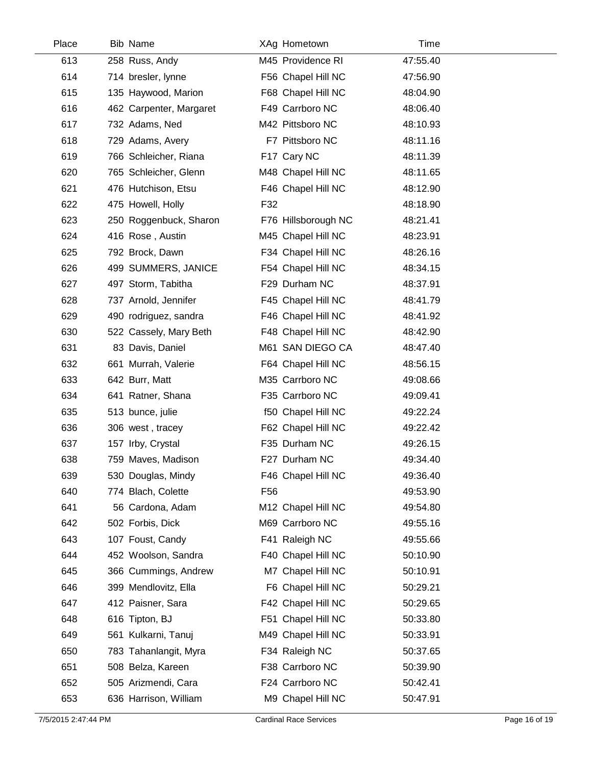| Place | Bib | Name | XAg | Hometown | Time |
|---|---|---|---|---|---|
| 613 | 258 | Russ, Andy | M45 | Providence RI | 47:55.40 |
| 614 | 714 | bresler, lynne | F56 | Chapel Hill NC | 47:56.90 |
| 615 | 135 | Haywood, Marion | F68 | Chapel Hill NC | 48:04.90 |
| 616 | 462 | Carpenter, Margaret | F49 | Carrboro NC | 48:06.40 |
| 617 | 732 | Adams, Ned | M42 | Pittsboro NC | 48:10.93 |
| 618 | 729 | Adams, Avery | F7 | Pittsboro NC | 48:11.16 |
| 619 | 766 | Schleicher, Riana | F17 | Cary NC | 48:11.39 |
| 620 | 765 | Schleicher, Glenn | M48 | Chapel Hill NC | 48:11.65 |
| 621 | 476 | Hutchison, Etsu | F46 | Chapel Hill NC | 48:12.90 |
| 622 | 475 | Howell, Holly | F32 | | 48:18.90 |
| 623 | 250 | Roggenbuck, Sharon | F76 | Hillsborough NC | 48:21.41 |
| 624 | 416 | Rose , Austin | M45 | Chapel Hill NC | 48:23.91 |
| 625 | 792 | Brock, Dawn | F34 | Chapel Hill NC | 48:26.16 |
| 626 | 499 | SUMMERS, JANICE | F54 | Chapel Hill NC | 48:34.15 |
| 627 | 497 | Storm, Tabitha | F29 | Durham NC | 48:37.91 |
| 628 | 737 | Arnold, Jennifer | F45 | Chapel Hill NC | 48:41.79 |
| 629 | 490 | rodriguez, sandra | F46 | Chapel Hill NC | 48:41.92 |
| 630 | 522 | Cassely, Mary Beth | F48 | Chapel Hill NC | 48:42.90 |
| 631 | 83 | Davis, Daniel | M61 | SAN DIEGO CA | 48:47.40 |
| 632 | 661 | Murrah, Valerie | F64 | Chapel Hill NC | 48:56.15 |
| 633 | 642 | Burr, Matt | M35 | Carrboro NC | 49:08.66 |
| 634 | 641 | Ratner, Shana | F35 | Carrboro NC | 49:09.41 |
| 635 | 513 | bunce, julie | f50 | Chapel Hill NC | 49:22.24 |
| 636 | 306 | west , tracey | F62 | Chapel Hill NC | 49:22.42 |
| 637 | 157 | Irby, Crystal | F35 | Durham NC | 49:26.15 |
| 638 | 759 | Maves, Madison | F27 | Durham NC | 49:34.40 |
| 639 | 530 | Douglas, Mindy | F46 | Chapel Hill NC | 49:36.40 |
| 640 | 774 | Blach, Colette | F56 | | 49:53.90 |
| 641 | 56 | Cardona, Adam | M12 | Chapel Hill NC | 49:54.80 |
| 642 | 502 | Forbis, Dick | M69 | Carrboro NC | 49:55.16 |
| 643 | 107 | Foust, Candy | F41 | Raleigh NC | 49:55.66 |
| 644 | 452 | Woolson, Sandra | F40 | Chapel Hill NC | 50:10.90 |
| 645 | 366 | Cummings, Andrew | M7 | Chapel Hill NC | 50:10.91 |
| 646 | 399 | Mendlovitz, Ella | F6 | Chapel Hill NC | 50:29.21 |
| 647 | 412 | Paisner, Sara | F42 | Chapel Hill NC | 50:29.65 |
| 648 | 616 | Tipton, BJ | F51 | Chapel Hill NC | 50:33.80 |
| 649 | 561 | Kulkarni, Tanuj | M49 | Chapel Hill NC | 50:33.91 |
| 650 | 783 | Tahanlangit, Myra | F34 | Raleigh NC | 50:37.65 |
| 651 | 508 | Belza, Kareen | F38 | Carrboro NC | 50:39.90 |
| 652 | 505 | Arizmendi, Cara | F24 | Carrboro NC | 50:42.41 |
| 653 | 636 | Harrison, William | M9 | Chapel Hill NC | 50:47.91 |

7/5/2015 2:47:44 PM Cardinal Race Services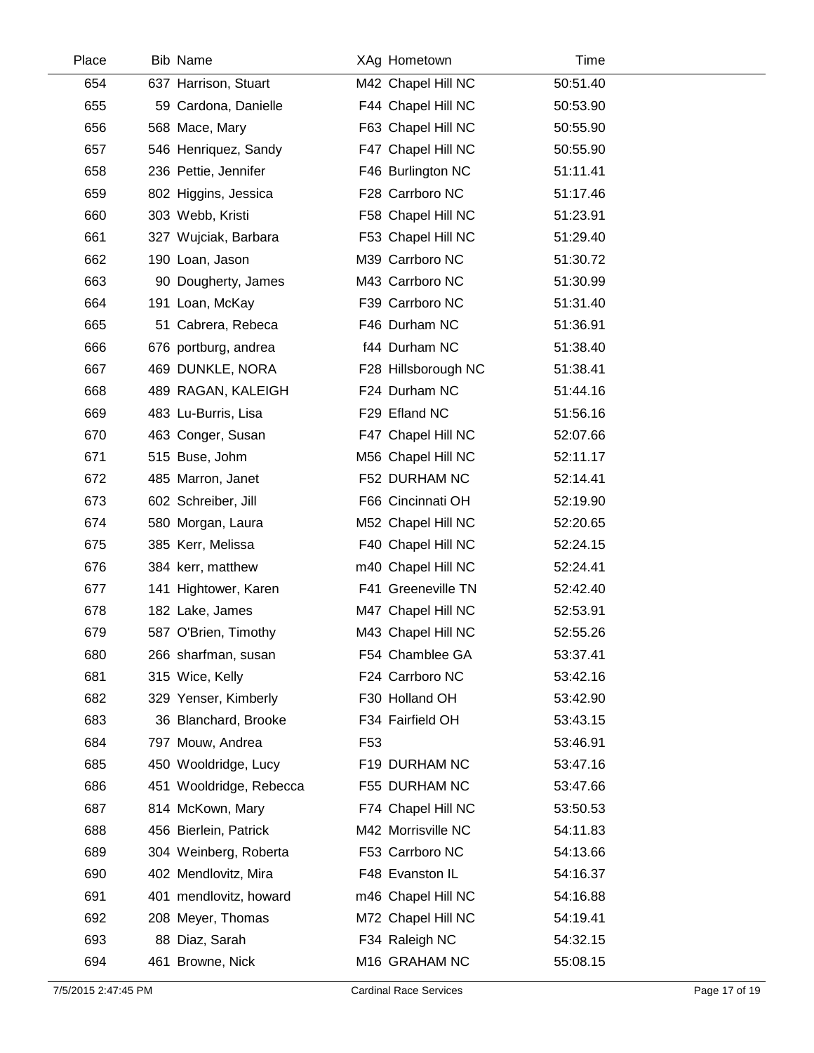| Place | Bib | Name | XAg | Hometown | Time |
|---|---|---|---|---|---|
| 654 | 637 | Harrison, Stuart | M42 | Chapel Hill NC | 50:51.40 |
| 655 | 59 | Cardona, Danielle | F44 | Chapel Hill NC | 50:53.90 |
| 656 | 568 | Mace, Mary | F63 | Chapel Hill NC | 50:55.90 |
| 657 | 546 | Henriquez, Sandy | F47 | Chapel Hill NC | 50:55.90 |
| 658 | 236 | Pettie, Jennifer | F46 | Burlington NC | 51:11.41 |
| 659 | 802 | Higgins, Jessica | F28 | Carrboro NC | 51:17.46 |
| 660 | 303 | Webb, Kristi | F58 | Chapel Hill NC | 51:23.91 |
| 661 | 327 | Wujciak, Barbara | F53 | Chapel Hill NC | 51:29.40 |
| 662 | 190 | Loan, Jason | M39 | Carrboro NC | 51:30.72 |
| 663 | 90 | Dougherty, James | M43 | Carrboro NC | 51:30.99 |
| 664 | 191 | Loan, McKay | F39 | Carrboro NC | 51:31.40 |
| 665 | 51 | Cabrera, Rebeca | F46 | Durham NC | 51:36.91 |
| 666 | 676 | portburg, andrea | f44 | Durham NC | 51:38.40 |
| 667 | 469 | DUNKLE, NORA | F28 | Hillsborough NC | 51:38.41 |
| 668 | 489 | RAGAN, KALEIGH | F24 | Durham NC | 51:44.16 |
| 669 | 483 | Lu-Burris, Lisa | F29 | Efland NC | 51:56.16 |
| 670 | 463 | Conger, Susan | F47 | Chapel Hill NC | 52:07.66 |
| 671 | 515 | Buse, Johm | M56 | Chapel Hill NC | 52:11.17 |
| 672 | 485 | Marron, Janet | F52 | DURHAM NC | 52:14.41 |
| 673 | 602 | Schreiber, Jill | F66 | Cincinnati OH | 52:19.90 |
| 674 | 580 | Morgan, Laura | M52 | Chapel Hill NC | 52:20.65 |
| 675 | 385 | Kerr, Melissa | F40 | Chapel Hill NC | 52:24.15 |
| 676 | 384 | kerr, matthew | m40 | Chapel Hill NC | 52:24.41 |
| 677 | 141 | Hightower, Karen | F41 | Greeneville TN | 52:42.40 |
| 678 | 182 | Lake, James | M47 | Chapel Hill NC | 52:53.91 |
| 679 | 587 | O'Brien, Timothy | M43 | Chapel Hill NC | 52:55.26 |
| 680 | 266 | sharfman, susan | F54 | Chamblee GA | 53:37.41 |
| 681 | 315 | Wice, Kelly | F24 | Carrboro NC | 53:42.16 |
| 682 | 329 | Yenser, Kimberly | F30 | Holland OH | 53:42.90 |
| 683 | 36 | Blanchard, Brooke | F34 | Fairfield OH | 53:43.15 |
| 684 | 797 | Mouw, Andrea | F53 | | 53:46.91 |
| 685 | 450 | Wooldridge, Lucy | F19 | DURHAM NC | 53:47.16 |
| 686 | 451 | Wooldridge, Rebecca | F55 | DURHAM NC | 53:47.66 |
| 687 | 814 | McKown, Mary | F74 | Chapel Hill NC | 53:50.53 |
| 688 | 456 | Bierlein, Patrick | M42 | Morrisville NC | 54:11.83 |
| 689 | 304 | Weinberg, Roberta | F53 | Carrboro NC | 54:13.66 |
| 690 | 402 | Mendlovitz, Mira | F48 | Evanston IL | 54:16.37 |
| 691 | 401 | mendlovitz, howard | m46 | Chapel Hill NC | 54:16.88 |
| 692 | 208 | Meyer, Thomas | M72 | Chapel Hill NC | 54:19.41 |
| 693 | 88 | Diaz, Sarah | F34 | Raleigh NC | 54:32.15 |
| 694 | 461 | Browne, Nick | M16 | GRAHAM NC | 55:08.15 |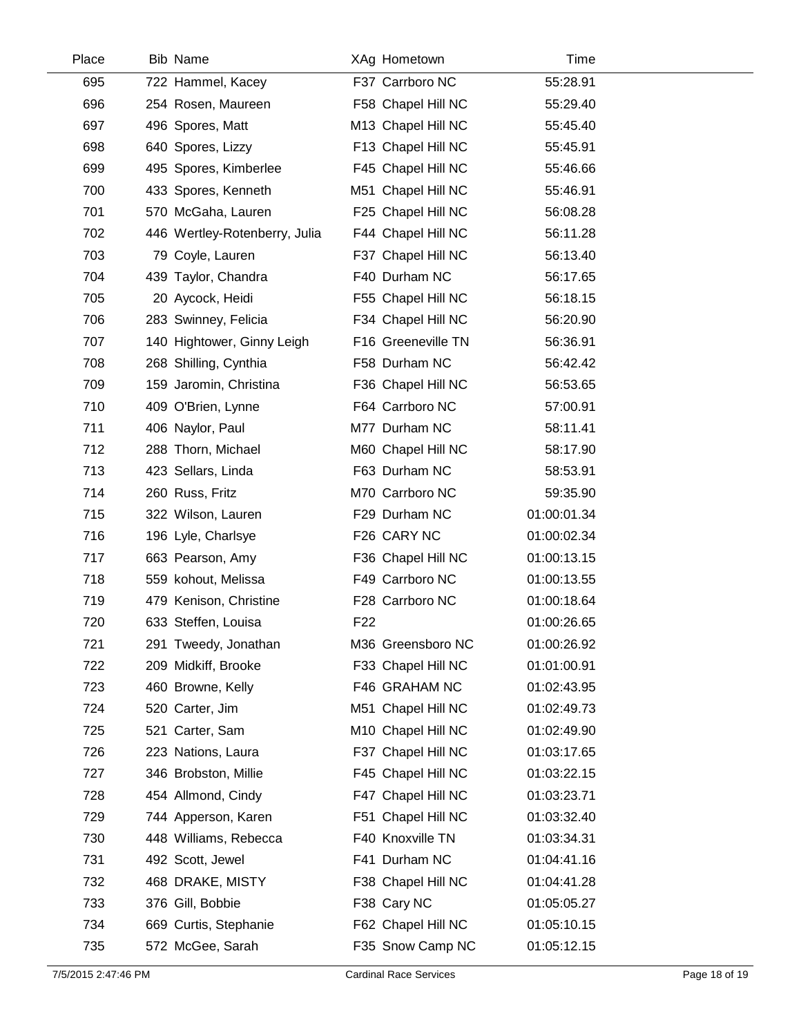| Place | Bib | Name | XAg | Hometown | Time |
|---|---|---|---|---|---|
| 695 | 722 | Hammel, Kacey | F37 | Carrboro NC | 55:28.91 |
| 696 | 254 | Rosen, Maureen | F58 | Chapel Hill NC | 55:29.40 |
| 697 | 496 | Spores, Matt | M13 | Chapel Hill NC | 55:45.40 |
| 698 | 640 | Spores, Lizzy | F13 | Chapel Hill NC | 55:45.91 |
| 699 | 495 | Spores, Kimberlee | F45 | Chapel Hill NC | 55:46.66 |
| 700 | 433 | Spores, Kenneth | M51 | Chapel Hill NC | 55:46.91 |
| 701 | 570 | McGaha, Lauren | F25 | Chapel Hill NC | 56:08.28 |
| 702 | 446 | Wertley-Rotenberry, Julia | F44 | Chapel Hill NC | 56:11.28 |
| 703 | 79 | Coyle, Lauren | F37 | Chapel Hill NC | 56:13.40 |
| 704 | 439 | Taylor, Chandra | F40 | Durham NC | 56:17.65 |
| 705 | 20 | Aycock, Heidi | F55 | Chapel Hill NC | 56:18.15 |
| 706 | 283 | Swinney, Felicia | F34 | Chapel Hill NC | 56:20.90 |
| 707 | 140 | Hightower, Ginny Leigh | F16 | Greeneville TN | 56:36.91 |
| 708 | 268 | Shilling, Cynthia | F58 | Durham NC | 56:42.42 |
| 709 | 159 | Jaromin, Christina | F36 | Chapel Hill NC | 56:53.65 |
| 710 | 409 | O'Brien, Lynne | F64 | Carrboro NC | 57:00.91 |
| 711 | 406 | Naylor, Paul | M77 | Durham NC | 58:11.41 |
| 712 | 288 | Thorn, Michael | M60 | Chapel Hill NC | 58:17.90 |
| 713 | 423 | Sellars, Linda | F63 | Durham NC | 58:53.91 |
| 714 | 260 | Russ, Fritz | M70 | Carrboro NC | 59:35.90 |
| 715 | 322 | Wilson, Lauren | F29 | Durham NC | 01:00:01.34 |
| 716 | 196 | Lyle, Charlsye | F26 | CARY NC | 01:00:02.34 |
| 717 | 663 | Pearson, Amy | F36 | Chapel Hill NC | 01:00:13.15 |
| 718 | 559 | kohout, Melissa | F49 | Carrboro NC | 01:00:13.55 |
| 719 | 479 | Kenison, Christine | F28 | Carrboro NC | 01:00:18.64 |
| 720 | 633 | Steffen, Louisa | F22 | | 01:00:26.65 |
| 721 | 291 | Tweedy, Jonathan | M36 | Greensboro NC | 01:00:26.92 |
| 722 | 209 | Midkiff, Brooke | F33 | Chapel Hill NC | 01:01:00.91 |
| 723 | 460 | Browne, Kelly | F46 | GRAHAM NC | 01:02:43.95 |
| 724 | 520 | Carter, Jim | M51 | Chapel Hill NC | 01:02:49.73 |
| 725 | 521 | Carter, Sam | M10 | Chapel Hill NC | 01:02:49.90 |
| 726 | 223 | Nations, Laura | F37 | Chapel Hill NC | 01:03:17.65 |
| 727 | 346 | Brobston, Millie | F45 | Chapel Hill NC | 01:03:22.15 |
| 728 | 454 | Allmond, Cindy | F47 | Chapel Hill NC | 01:03:23.71 |
| 729 | 744 | Apperson, Karen | F51 | Chapel Hill NC | 01:03:32.40 |
| 730 | 448 | Williams, Rebecca | F40 | Knoxville TN | 01:03:34.31 |
| 731 | 492 | Scott, Jewel | F41 | Durham NC | 01:04:41.16 |
| 732 | 468 | DRAKE, MISTY | F38 | Chapel Hill NC | 01:04:41.28 |
| 733 | 376 | Gill, Bobbie | F38 | Cary NC | 01:05:05.27 |
| 734 | 669 | Curtis, Stephanie | F62 | Chapel Hill NC | 01:05:10.15 |
| 735 | 572 | McGee, Sarah | F35 | Snow Camp NC | 01:05:12.15 |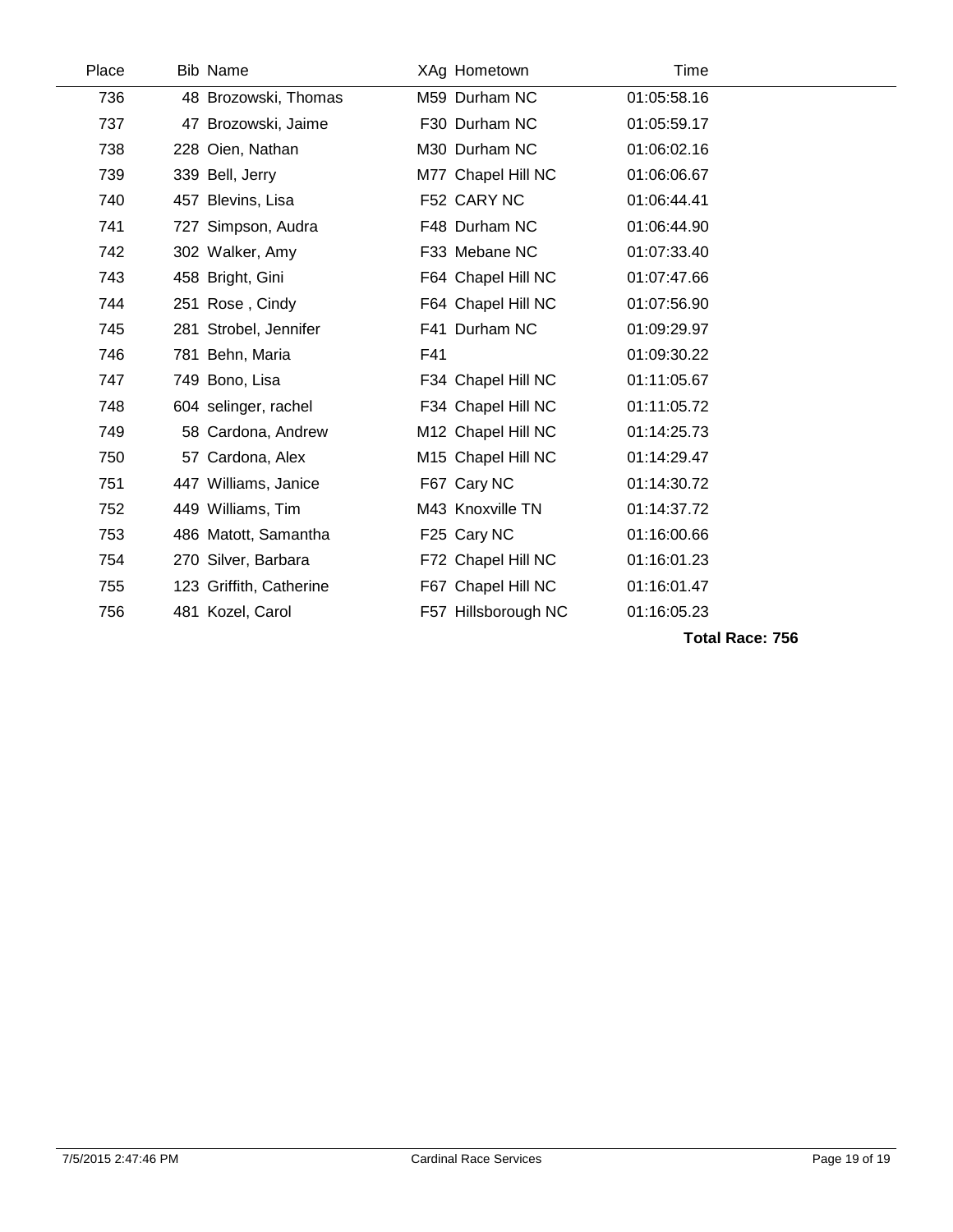| Place | Bib | Name | XAg | Hometown | Time |
|---|---|---|---|---|---|
| 736 | 48 | Brozowski, Thomas | M59 | Durham NC | 01:05:58.16 |
| 737 | 47 | Brozowski, Jaime | F30 | Durham NC | 01:05:59.17 |
| 738 | 228 | Oien, Nathan | M30 | Durham NC | 01:06:02.16 |
| 739 | 339 | Bell, Jerry | M77 | Chapel Hill NC | 01:06:06.67 |
| 740 | 457 | Blevins, Lisa | F52 | CARY NC | 01:06:44.41 |
| 741 | 727 | Simpson, Audra | F48 | Durham NC | 01:06:44.90 |
| 742 | 302 | Walker, Amy | F33 | Mebane NC | 01:07:33.40 |
| 743 | 458 | Bright, Gini | F64 | Chapel Hill NC | 01:07:47.66 |
| 744 | 251 | Rose , Cindy | F64 | Chapel Hill NC | 01:07:56.90 |
| 745 | 281 | Strobel, Jennifer | F41 | Durham NC | 01:09:29.97 |
| 746 | 781 | Behn, Maria | F41 | | 01:09:30.22 |
| 747 | 749 | Bono, Lisa | F34 | Chapel Hill NC | 01:11:05.67 |
| 748 | 604 | selinger, rachel | F34 | Chapel Hill NC | 01:11:05.72 |
| 749 | 58 | Cardona, Andrew | M12 | Chapel Hill NC | 01:14:25.73 |
| 750 | 57 | Cardona, Alex | M15 | Chapel Hill NC | 01:14:29.47 |
| 751 | 447 | Williams, Janice | F67 | Cary NC | 01:14:30.72 |
| 752 | 449 | Williams, Tim | M43 | Knoxville TN | 01:14:37.72 |
| 753 | 486 | Matott, Samantha | F25 | Cary NC | 01:16:00.66 |
| 754 | 270 | Silver, Barbara | F72 | Chapel Hill NC | 01:16:01.23 |
| 755 | 123 | Griffith, Catherine | F67 | Chapel Hill NC | 01:16:01.47 |
| 756 | 481 | Kozel, Carol | F57 | Hillsborough NC | 01:16:05.23 |

**Total Race: 756**